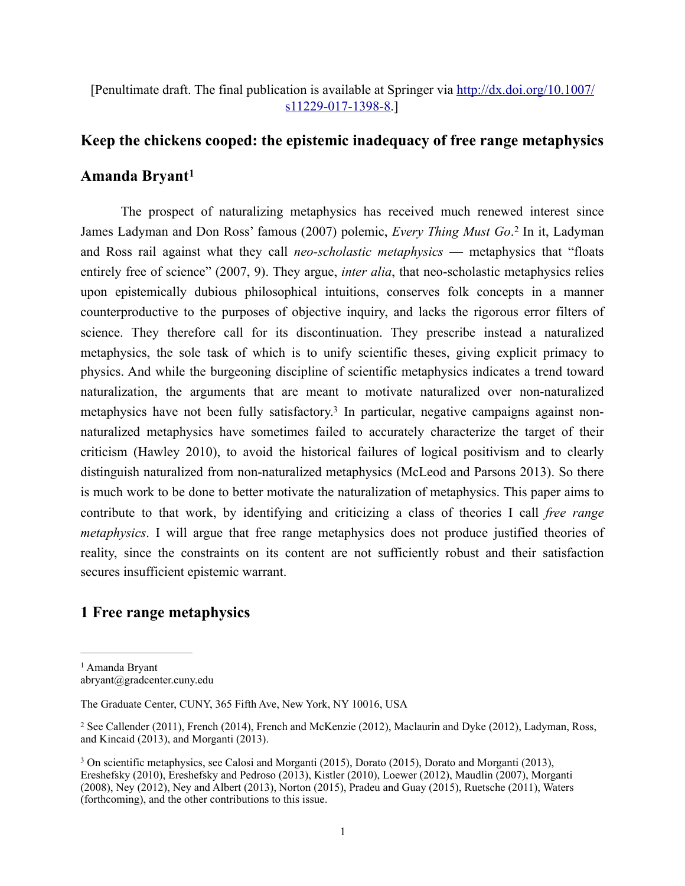[Penultimate draft. The final publication is available at Springer via http://dx.doi.org/10.1007/s11229-017-1398-8.]

## Keep the chickens cooped: the epistemic inadequacy of free range metaphysics

### Amanda Bryant[1]

The prospect of naturalizing metaphysics has received much renewed interest since James Ladyman and Don Ross' famous (2007) polemic, *Every Thing Must Go*.[2] In it, Ladyman and Ross rail against what they call *neo-scholastic metaphysics* — metaphysics that "floats entirely free of science" (2007, 9). They argue, *inter alia*, that neo-scholastic metaphysics relies upon epistemically dubious philosophical intuitions, conserves folk concepts in a manner counterproductive to the purposes of objective inquiry, and lacks the rigorous error filters of science. They therefore call for its discontinuation. They prescribe instead a naturalized metaphysics, the sole task of which is to unify scientific theses, giving explicit primacy to physics. And while the burgeoning discipline of scientific metaphysics indicates a trend toward naturalization, the arguments that are meant to motivate naturalized over non-naturalized metaphysics have not been fully satisfactory.[3] In particular, negative campaigns against non-naturalized metaphysics have sometimes failed to accurately characterize the target of their criticism (Hawley 2010), to avoid the historical failures of logical positivism and to clearly distinguish naturalized from non-naturalized metaphysics (McLeod and Parsons 2013). So there is much work to be done to better motivate the naturalization of metaphysics. This paper aims to contribute to that work, by identifying and criticizing a class of theories I call *free range metaphysics*. I will argue that free range metaphysics does not produce justified theories of reality, since the constraints on its content are not sufficiently robust and their satisfaction secures insufficient epistemic warrant.

## 1 Free range metaphysics

---

[1] Amanda Bryant
abryant@gradcenter.cuny.edu

The Graduate Center, CUNY, 365 Fifth Ave, New York, NY 10016, USA

[2] See Callender (2011), French (2014), French and McKenzie (2012), Maclaurin and Dyke (2012), Ladyman, Ross, and Kincaid (2013), and Morganti (2013).

[3] On scientific metaphysics, see Calosi and Morganti (2015), Dorato (2015), Dorato and Morganti (2013), Ereshefsky (2010), Ereshefsky and Pedroso (2013), Kistler (2010), Loewer (2012), Maudlin (2007), Morganti (2008), Ney (2012), Ney and Albert (2013), Norton (2015), Pradeu and Guay (2015), Ruetsche (2011), Waters (forthcoming), and the other contributions to this issue.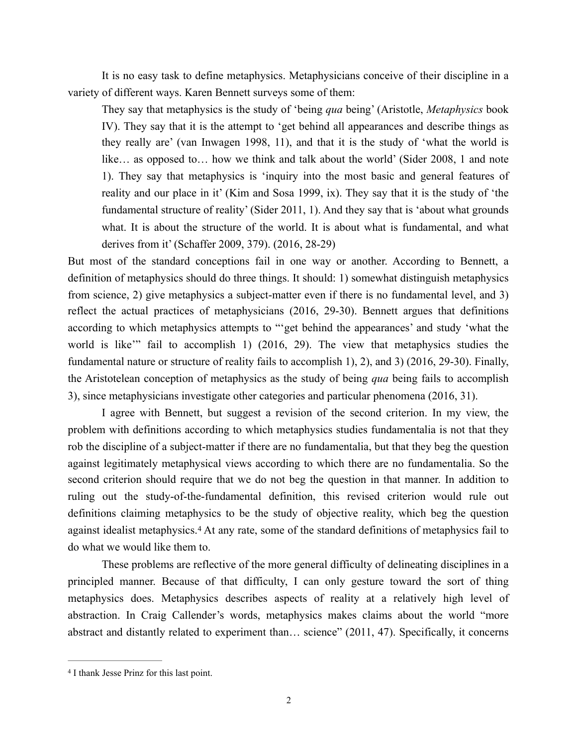It is no easy task to define metaphysics. Metaphysicians conceive of their discipline in a variety of different ways. Karen Bennett surveys some of them:

> They say that metaphysics is the study of 'being *qua* being' (Aristotle, *Metaphysics* book IV). They say that it is the attempt to 'get behind all appearances and describe things as they really are' (van Inwagen 1998, 11), and that it is the study of 'what the world is like… as opposed to… how we think and talk about the world' (Sider 2008, 1 and note 1). They say that metaphysics is 'inquiry into the most basic and general features of reality and our place in it' (Kim and Sosa 1999, ix). They say that it is the study of 'the fundamental structure of reality' (Sider 2011, 1). And they say that is 'about what grounds what. It is about the structure of the world. It is about what is fundamental, and what derives from it' (Schaffer 2009, 379). (2016, 28-29)

But most of the standard conceptions fail in one way or another. According to Bennett, a definition of metaphysics should do three things. It should: 1) somewhat distinguish metaphysics from science, 2) give metaphysics a subject-matter even if there is no fundamental level, and 3) reflect the actual practices of metaphysicians (2016, 29-30). Bennett argues that definitions according to which metaphysics attempts to "'get behind the appearances' and study 'what the world is like'" fail to accomplish 1) (2016, 29). The view that metaphysics studies the fundamental nature or structure of reality fails to accomplish 1), 2), and 3) (2016, 29-30). Finally, the Aristotelean conception of metaphysics as the study of being *qua* being fails to accomplish 3), since metaphysicians investigate other categories and particular phenomena (2016, 31).

I agree with Bennett, but suggest a revision of the second criterion. In my view, the problem with definitions according to which metaphysics studies fundamentalia is not that they rob the discipline of a subject-matter if there are no fundamentalia, but that they beg the question against legitimately metaphysical views according to which there are no fundamentalia. So the second criterion should require that we do not beg the question in that manner. In addition to ruling out the study-of-the-fundamental definition, this revised criterion would rule out definitions claiming metaphysics to be the study of objective reality, which beg the question against idealist metaphysics.[4] At any rate, some of the standard definitions of metaphysics fail to do what we would like them to.

These problems are reflective of the more general difficulty of delineating disciplines in a principled manner. Because of that difficulty, I can only gesture toward the sort of thing metaphysics does. Metaphysics describes aspects of reality at a relatively high level of abstraction. In Craig Callender's words, metaphysics makes claims about the world "more abstract and distantly related to experiment than… science" (2011, 47). Specifically, it concerns

---

[4] I thank Jesse Prinz for this last point.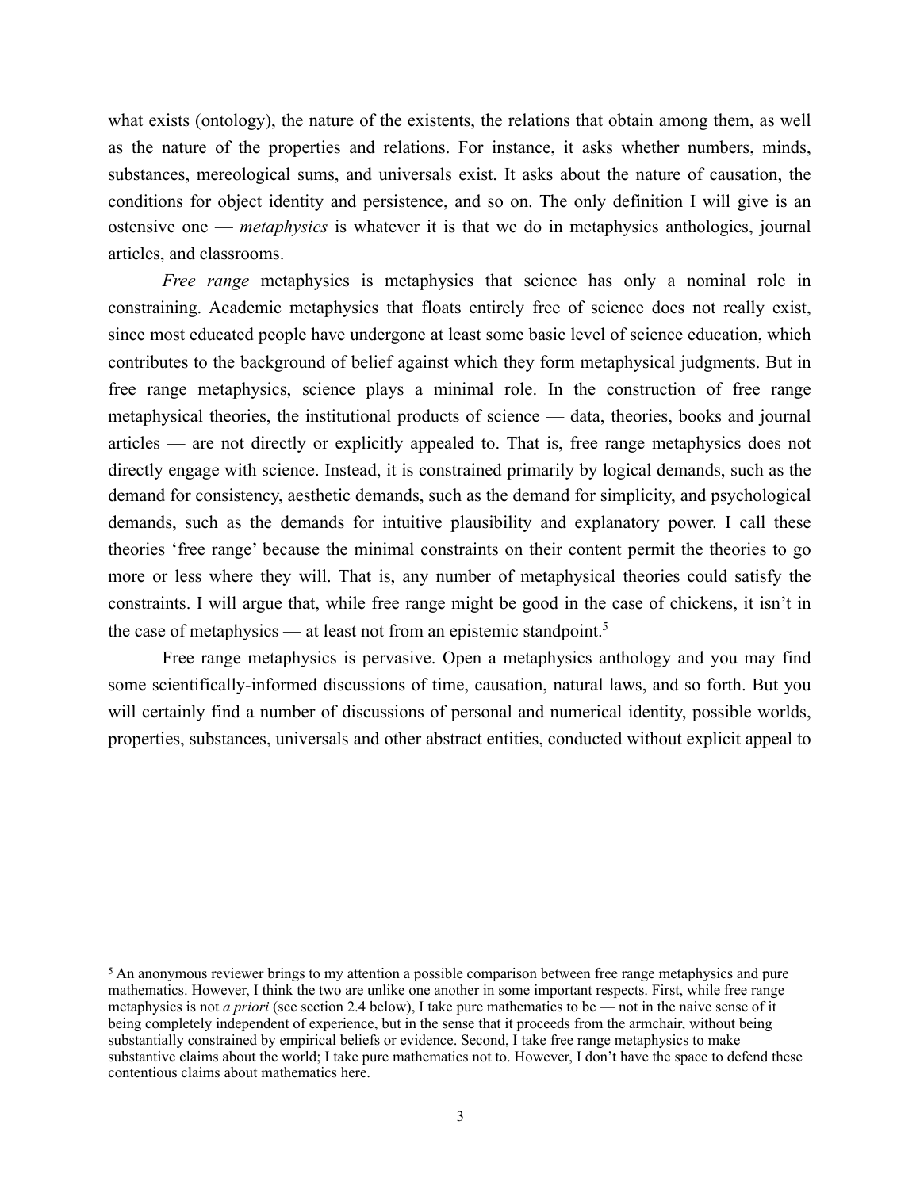what exists (ontology), the nature of the existents, the relations that obtain among them, as well as the nature of the properties and relations. For instance, it asks whether numbers, minds, substances, mereological sums, and universals exist. It asks about the nature of causation, the conditions for object identity and persistence, and so on. The only definition I will give is an ostensive one — *metaphysics* is whatever it is that we do in metaphysics anthologies, journal articles, and classrooms.

*Free range* metaphysics is metaphysics that science has only a nominal role in constraining. Academic metaphysics that floats entirely free of science does not really exist, since most educated people have undergone at least some basic level of science education, which contributes to the background of belief against which they form metaphysical judgments. But in free range metaphysics, science plays a minimal role. In the construction of free range metaphysical theories, the institutional products of science — data, theories, books and journal articles — are not directly or explicitly appealed to. That is, free range metaphysics does not directly engage with science. Instead, it is constrained primarily by logical demands, such as the demand for consistency, aesthetic demands, such as the demand for simplicity, and psychological demands, such as the demands for intuitive plausibility and explanatory power. I call these theories 'free range' because the minimal constraints on their content permit the theories to go more or less where they will. That is, any number of metaphysical theories could satisfy the constraints. I will argue that, while free range might be good in the case of chickens, it isn't in the case of metaphysics — at least not from an epistemic standpoint.[5]

Free range metaphysics is pervasive. Open a metaphysics anthology and you may find some scientifically-informed discussions of time, causation, natural laws, and so forth. But you will certainly find a number of discussions of personal and numerical identity, possible worlds, properties, substances, universals and other abstract entities, conducted without explicit appeal to

---

[5] An anonymous reviewer brings to my attention a possible comparison between free range metaphysics and pure mathematics. However, I think the two are unlike one another in some important respects. First, while free range metaphysics is not *a priori* (see section 2.4 below), I take pure mathematics to be — not in the naive sense of it being completely independent of experience, but in the sense that it proceeds from the armchair, without being substantially constrained by empirical beliefs or evidence. Second, I take free range metaphysics to make substantive claims about the world; I take pure mathematics not to. However, I don't have the space to defend these contentious claims about mathematics here.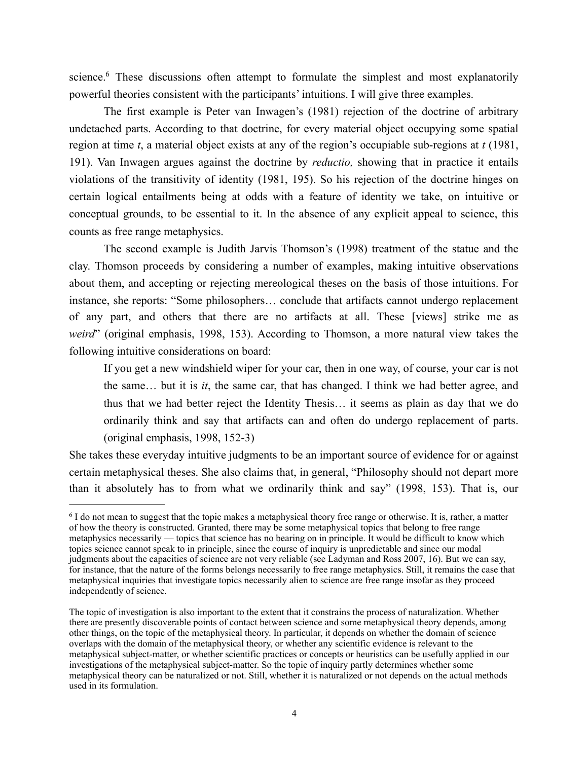science.[6] These discussions often attempt to formulate the simplest and most explanatorily powerful theories consistent with the participants' intuitions. I will give three examples.

The first example is Peter van Inwagen's (1981) rejection of the doctrine of arbitrary undetached parts. According to that doctrine, for every material object occupying some spatial region at time *t*, a material object exists at any of the region's occupiable sub-regions at *t* (1981, 191). Van Inwagen argues against the doctrine by *reductio,* showing that in practice it entails violations of the transitivity of identity (1981, 195). So his rejection of the doctrine hinges on certain logical entailments being at odds with a feature of identity we take, on intuitive or conceptual grounds, to be essential to it. In the absence of any explicit appeal to science, this counts as free range metaphysics.

The second example is Judith Jarvis Thomson's (1998) treatment of the statue and the clay. Thomson proceeds by considering a number of examples, making intuitive observations about them, and accepting or rejecting mereological theses on the basis of those intuitions. For instance, she reports: "Some philosophers… conclude that artifacts cannot undergo replacement of any part, and others that there are no artifacts at all. These [views] strike me as *weird*" (original emphasis, 1998, 153). According to Thomson, a more natural view takes the following intuitive considerations on board:

> If you get a new windshield wiper for your car, then in one way, of course, your car is not the same… but it is *it*, the same car, that has changed. I think we had better agree, and thus that we had better reject the Identity Thesis… it seems as plain as day that we do ordinarily think and say that artifacts can and often do undergo replacement of parts. (original emphasis, 1998, 152-3)

She takes these everyday intuitive judgments to be an important source of evidence for or against certain metaphysical theses. She also claims that, in general, "Philosophy should not depart more than it absolutely has to from what we ordinarily think and say" (1998, 153). That is, our

---

[6] I do not mean to suggest that the topic makes a metaphysical theory free range or otherwise. It is, rather, a matter of how the theory is constructed. Granted, there may be some metaphysical topics that belong to free range metaphysics necessarily — topics that science has no bearing on in principle. It would be difficult to know which topics science cannot speak to in principle, since the course of inquiry is unpredictable and since our modal judgments about the capacities of science are not very reliable (see Ladyman and Ross 2007, 16). But we can say, for instance, that the nature of the forms belongs necessarily to free range metaphysics. Still, it remains the case that metaphysical inquiries that investigate topics necessarily alien to science are free range insofar as they proceed independently of science.

The topic of investigation is also important to the extent that it constrains the process of naturalization. Whether there are presently discoverable points of contact between science and some metaphysical theory depends, among other things, on the topic of the metaphysical theory. In particular, it depends on whether the domain of science overlaps with the domain of the metaphysical theory, or whether any scientific evidence is relevant to the metaphysical subject-matter, or whether scientific practices or concepts or heuristics can be usefully applied in our investigations of the metaphysical subject-matter. So the topic of inquiry partly determines whether some metaphysical theory can be naturalized or not. Still, whether it is naturalized or not depends on the actual methods used in its formulation.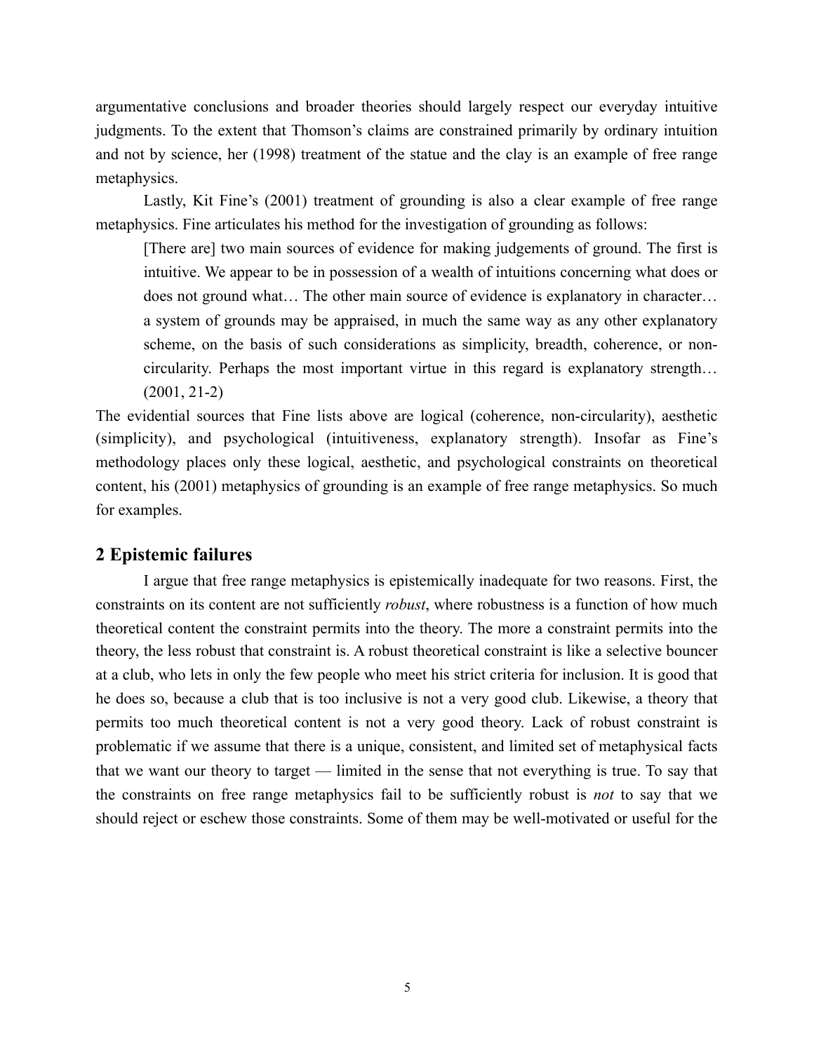argumentative conclusions and broader theories should largely respect our everyday intuitive judgments. To the extent that Thomson's claims are constrained primarily by ordinary intuition and not by science, her (1998) treatment of the statue and the clay is an example of free range metaphysics.

Lastly, Kit Fine's (2001) treatment of grounding is also a clear example of free range metaphysics. Fine articulates his method for the investigation of grounding as follows:

> [There are] two main sources of evidence for making judgements of ground. The first is intuitive. We appear to be in possession of a wealth of intuitions concerning what does or does not ground what… The other main source of evidence is explanatory in character… a system of grounds may be appraised, in much the same way as any other explanatory scheme, on the basis of such considerations as simplicity, breadth, coherence, or non-circularity. Perhaps the most important virtue in this regard is explanatory strength… (2001, 21-2)

The evidential sources that Fine lists above are logical (coherence, non-circularity), aesthetic (simplicity), and psychological (intuitiveness, explanatory strength). Insofar as Fine's methodology places only these logical, aesthetic, and psychological constraints on theoretical content, his (2001) metaphysics of grounding is an example of free range metaphysics. So much for examples.

## 2 Epistemic failures

I argue that free range metaphysics is epistemically inadequate for two reasons. First, the constraints on its content are not sufficiently *robust*, where robustness is a function of how much theoretical content the constraint permits into the theory. The more a constraint permits into the theory, the less robust that constraint is. A robust theoretical constraint is like a selective bouncer at a club, who lets in only the few people who meet his strict criteria for inclusion. It is good that he does so, because a club that is too inclusive is not a very good club. Likewise, a theory that permits too much theoretical content is not a very good theory. Lack of robust constraint is problematic if we assume that there is a unique, consistent, and limited set of metaphysical facts that we want our theory to target — limited in the sense that not everything is true. To say that the constraints on free range metaphysics fail to be sufficiently robust is *not* to say that we should reject or eschew those constraints. Some of them may be well-motivated or useful for the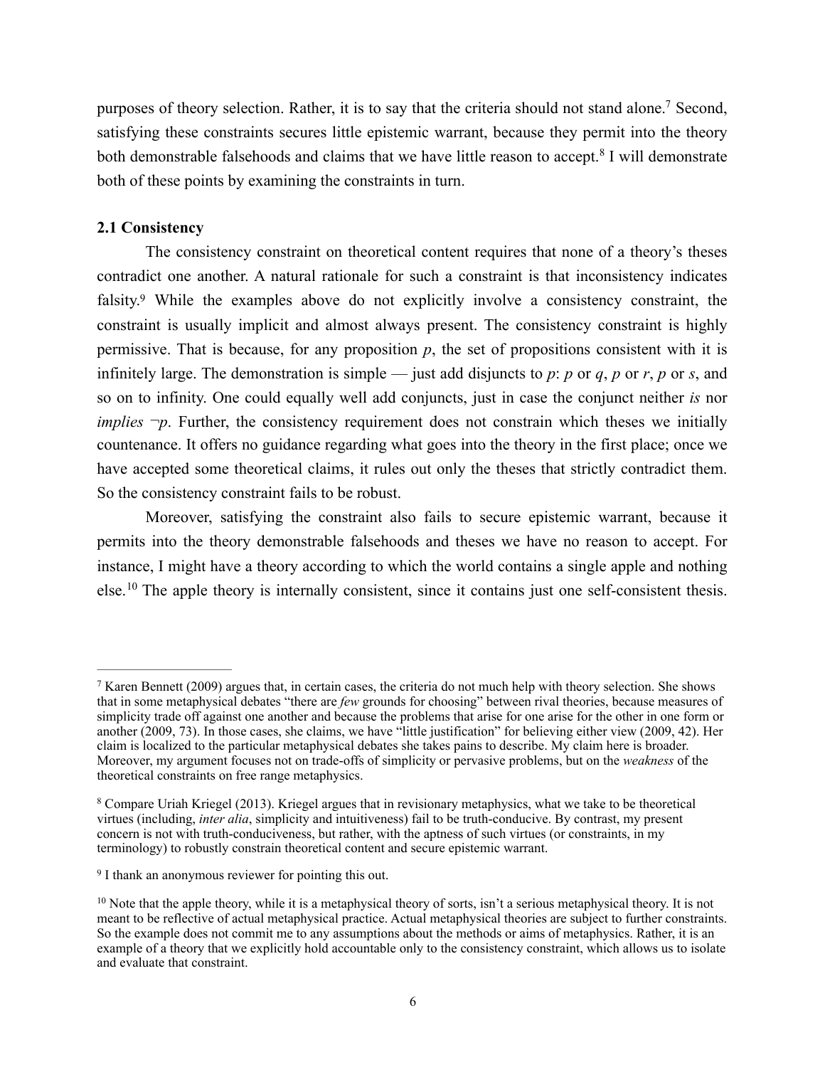purposes of theory selection. Rather, it is to say that the criteria should not stand alone.[7] Second, satisfying these constraints secures little epistemic warrant, because they permit into the theory both demonstrable falsehoods and claims that we have little reason to accept.[8] I will demonstrate both of these points by examining the constraints in turn.

### 2.1 Consistency

The consistency constraint on theoretical content requires that none of a theory's theses contradict one another. A natural rationale for such a constraint is that inconsistency indicates falsity.[9] While the examples above do not explicitly involve a consistency constraint, the constraint is usually implicit and almost always present. The consistency constraint is highly permissive. That is because, for any proposition *p*, the set of propositions consistent with it is infinitely large. The demonstration is simple — just add disjuncts to *p*: *p* or *q*, *p* or *r*, *p* or *s*, and so on to infinity. One could equally well add conjuncts, just in case the conjunct neither *is* nor *implies* ¬*p*. Further, the consistency requirement does not constrain which theses we initially countenance. It offers no guidance regarding what goes into the theory in the first place; once we have accepted some theoretical claims, it rules out only the theses that strictly contradict them. So the consistency constraint fails to be robust.

Moreover, satisfying the constraint also fails to secure epistemic warrant, because it permits into the theory demonstrable falsehoods and theses we have no reason to accept. For instance, I might have a theory according to which the world contains a single apple and nothing else.[10] The apple theory is internally consistent, since it contains just one self-consistent thesis.

---

[7] Karen Bennett (2009) argues that, in certain cases, the criteria do not much help with theory selection. She shows that in some metaphysical debates "there are *few* grounds for choosing" between rival theories, because measures of simplicity trade off against one another and because the problems that arise for one arise for the other in one form or another (2009, 73). In those cases, she claims, we have "little justification" for believing either view (2009, 42). Her claim is localized to the particular metaphysical debates she takes pains to describe. My claim here is broader. Moreover, my argument focuses not on trade-offs of simplicity or pervasive problems, but on the *weakness* of the theoretical constraints on free range metaphysics.

[8] Compare Uriah Kriegel (2013). Kriegel argues that in revisionary metaphysics, what we take to be theoretical virtues (including, *inter alia*, simplicity and intuitiveness) fail to be truth-conducive. By contrast, my present concern is not with truth-conduciveness, but rather, with the aptness of such virtues (or constraints, in my terminology) to robustly constrain theoretical content and secure epistemic warrant.

[9] I thank an anonymous reviewer for pointing this out.

[10] Note that the apple theory, while it is a metaphysical theory of sorts, isn't a serious metaphysical theory. It is not meant to be reflective of actual metaphysical practice. Actual metaphysical theories are subject to further constraints. So the example does not commit me to any assumptions about the methods or aims of metaphysics. Rather, it is an example of a theory that we explicitly hold accountable only to the consistency constraint, which allows us to isolate and evaluate that constraint.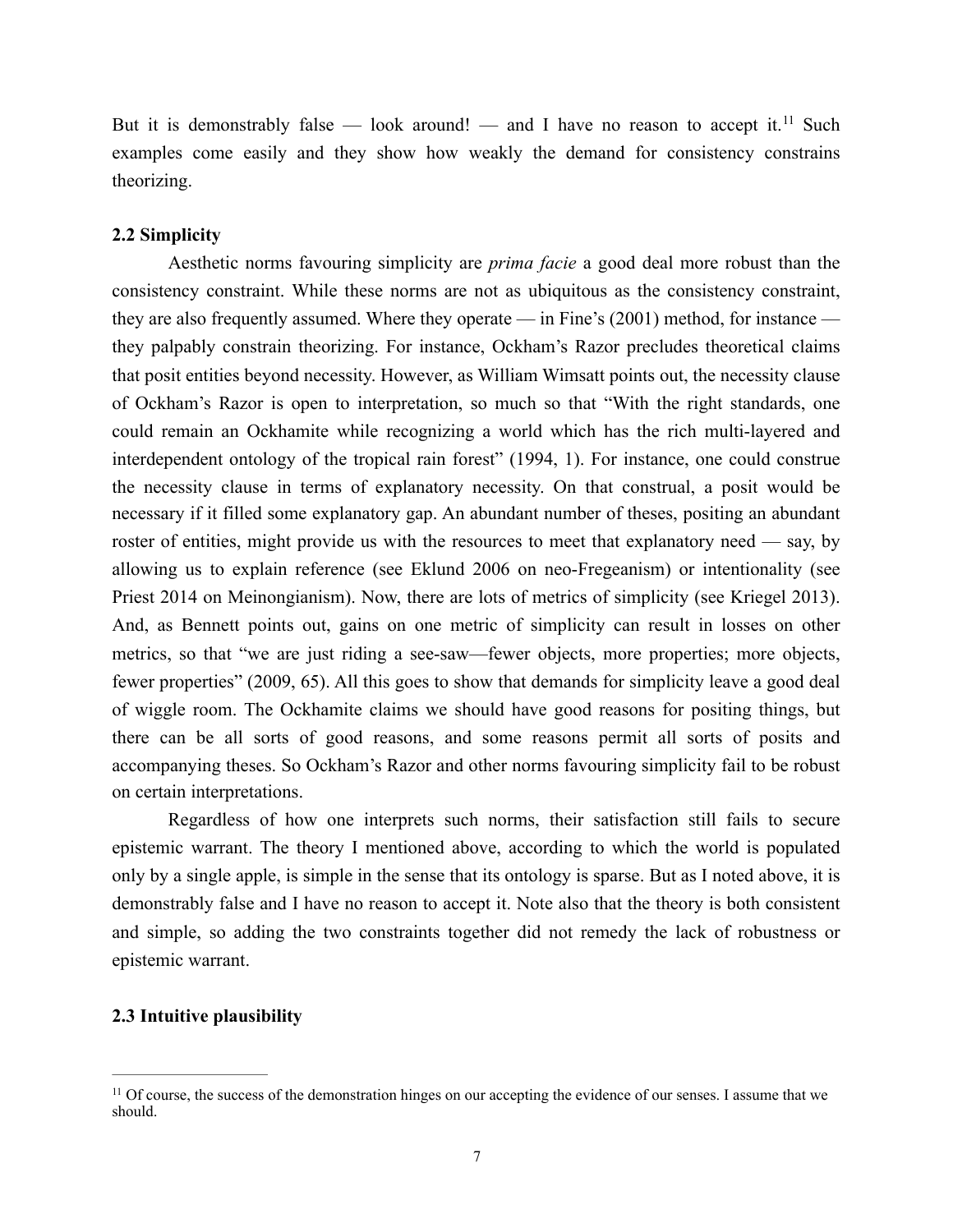But it is demonstrably false — look around! — and I have no reason to accept it.[11] Such examples come easily and they show how weakly the demand for consistency constrains theorizing.

### 2.2 Simplicity

Aesthetic norms favouring simplicity are *prima facie* a good deal more robust than the consistency constraint. While these norms are not as ubiquitous as the consistency constraint, they are also frequently assumed. Where they operate — in Fine's (2001) method, for instance — they palpably constrain theorizing. For instance, Ockham's Razor precludes theoretical claims that posit entities beyond necessity. However, as William Wimsatt points out, the necessity clause of Ockham's Razor is open to interpretation, so much so that "With the right standards, one could remain an Ockhamite while recognizing a world which has the rich multi-layered and interdependent ontology of the tropical rain forest" (1994, 1). For instance, one could construe the necessity clause in terms of explanatory necessity. On that construal, a posit would be necessary if it filled some explanatory gap. An abundant number of theses, positing an abundant roster of entities, might provide us with the resources to meet that explanatory need — say, by allowing us to explain reference (see Eklund 2006 on neo-Fregeanism) or intentionality (see Priest 2014 on Meinongianism). Now, there are lots of metrics of simplicity (see Kriegel 2013). And, as Bennett points out, gains on one metric of simplicity can result in losses on other metrics, so that "we are just riding a see-saw—fewer objects, more properties; more objects, fewer properties" (2009, 65). All this goes to show that demands for simplicity leave a good deal of wiggle room. The Ockhamite claims we should have good reasons for positing things, but there can be all sorts of good reasons, and some reasons permit all sorts of posits and accompanying theses. So Ockham's Razor and other norms favouring simplicity fail to be robust on certain interpretations.

Regardless of how one interprets such norms, their satisfaction still fails to secure epistemic warrant. The theory I mentioned above, according to which the world is populated only by a single apple, is simple in the sense that its ontology is sparse. But as I noted above, it is demonstrably false and I have no reason to accept it. Note also that the theory is both consistent and simple, so adding the two constraints together did not remedy the lack of robustness or epistemic warrant.

### 2.3 Intuitive plausibility

---

[11] Of course, the success of the demonstration hinges on our accepting the evidence of our senses. I assume that we should.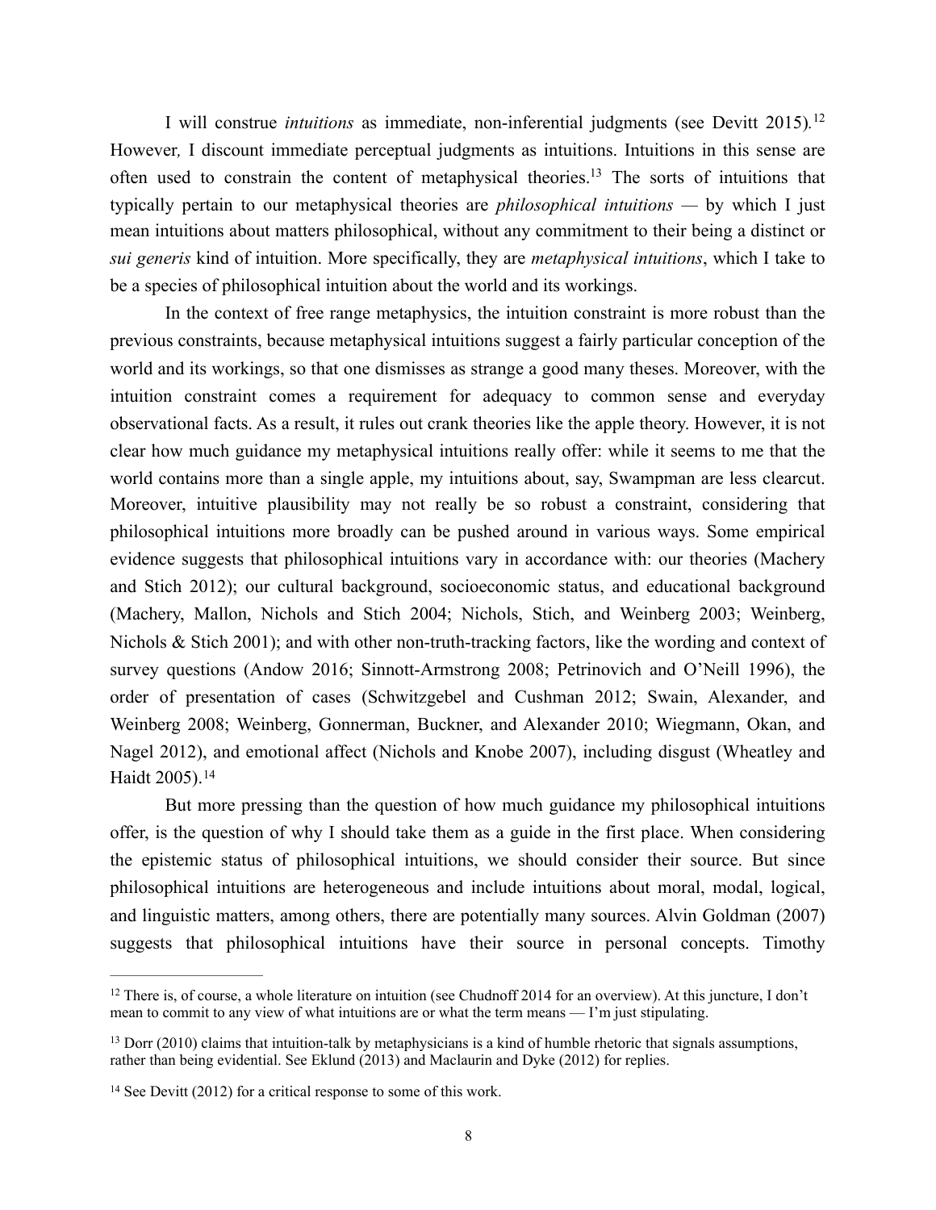I will construe *intuitions* as immediate, non-inferential judgments (see Devitt 2015).[12] However, I discount immediate perceptual judgments as intuitions. Intuitions in this sense are often used to constrain the content of metaphysical theories.[13] The sorts of intuitions that typically pertain to our metaphysical theories are *philosophical intuitions* — by which I just mean intuitions about matters philosophical, without any commitment to their being a distinct or *sui generis* kind of intuition. More specifically, they are *metaphysical intuitions*, which I take to be a species of philosophical intuition about the world and its workings.

In the context of free range metaphysics, the intuition constraint is more robust than the previous constraints, because metaphysical intuitions suggest a fairly particular conception of the world and its workings, so that one dismisses as strange a good many theses. Moreover, with the intuition constraint comes a requirement for adequacy to common sense and everyday observational facts. As a result, it rules out crank theories like the apple theory. However, it is not clear how much guidance my metaphysical intuitions really offer: while it seems to me that the world contains more than a single apple, my intuitions about, say, Swampman are less clearcut. Moreover, intuitive plausibility may not really be so robust a constraint, considering that philosophical intuitions more broadly can be pushed around in various ways. Some empirical evidence suggests that philosophical intuitions vary in accordance with: our theories (Machery and Stich 2012); our cultural background, socioeconomic status, and educational background (Machery, Mallon, Nichols and Stich 2004; Nichols, Stich, and Weinberg 2003; Weinberg, Nichols & Stich 2001); and with other non-truth-tracking factors, like the wording and context of survey questions (Andow 2016; Sinnott-Armstrong 2008; Petrinovich and O'Neill 1996), the order of presentation of cases (Schwitzgebel and Cushman 2012; Swain, Alexander, and Weinberg 2008; Weinberg, Gonnerman, Buckner, and Alexander 2010; Wiegmann, Okan, and Nagel 2012), and emotional affect (Nichols and Knobe 2007), including disgust (Wheatley and Haidt 2005).[14]

But more pressing than the question of how much guidance my philosophical intuitions offer, is the question of why I should take them as a guide in the first place. When considering the epistemic status of philosophical intuitions, we should consider their source. But since philosophical intuitions are heterogeneous and include intuitions about moral, modal, logical, and linguistic matters, among others, there are potentially many sources. Alvin Goldman (2007) suggests that philosophical intuitions have their source in personal concepts. Timothy

---

[12] There is, of course, a whole literature on intuition (see Chudnoff 2014 for an overview). At this juncture, I don't mean to commit to any view of what intuitions are or what the term means — I'm just stipulating.

[13] Dorr (2010) claims that intuition-talk by metaphysicians is a kind of humble rhetoric that signals assumptions, rather than being evidential. See Eklund (2013) and Maclaurin and Dyke (2012) for replies.

[14] See Devitt (2012) for a critical response to some of this work.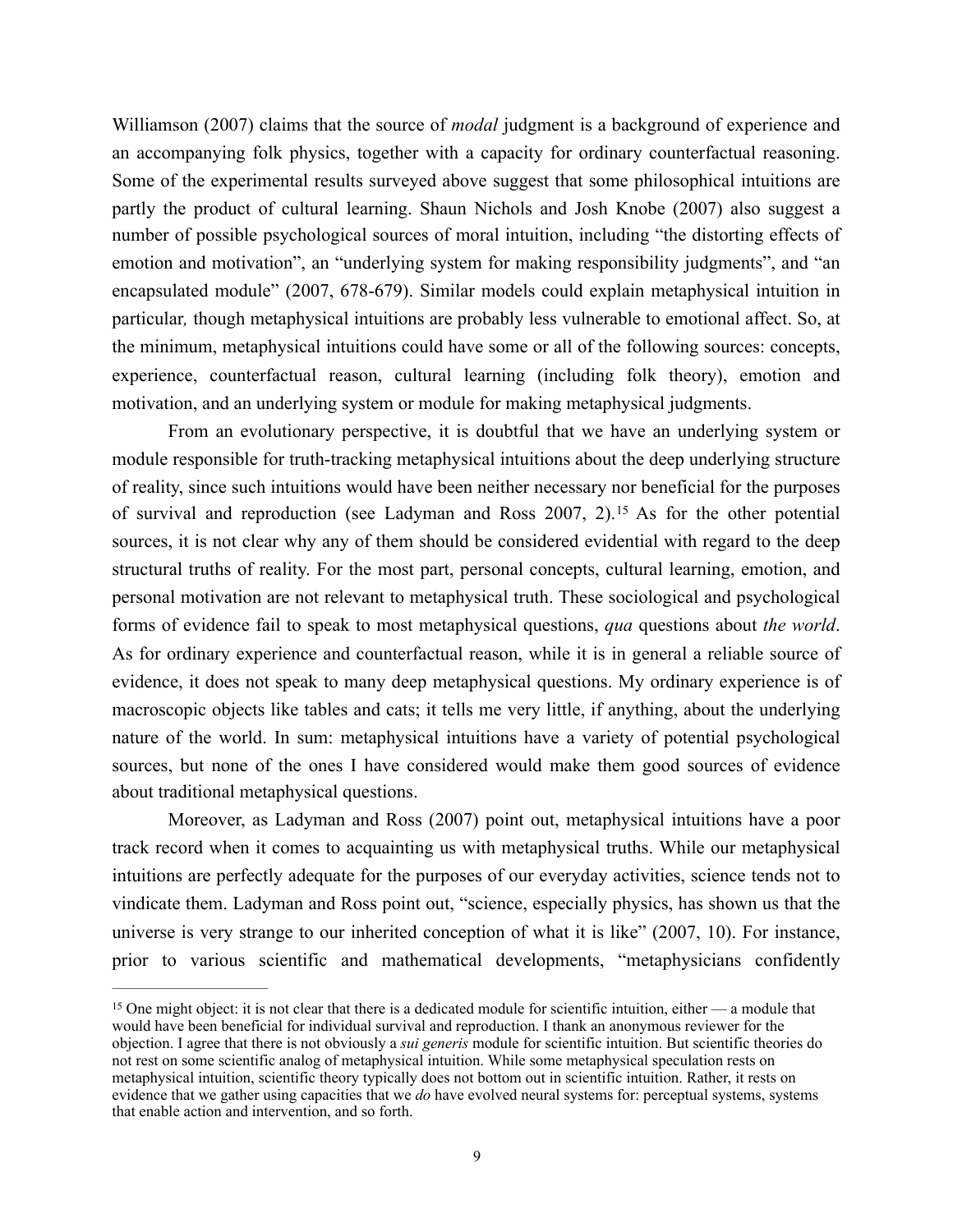Williamson (2007) claims that the source of *modal* judgment is a background of experience and an accompanying folk physics, together with a capacity for ordinary counterfactual reasoning. Some of the experimental results surveyed above suggest that some philosophical intuitions are partly the product of cultural learning. Shaun Nichols and Josh Knobe (2007) also suggest a number of possible psychological sources of moral intuition, including "the distorting effects of emotion and motivation", an "underlying system for making responsibility judgments", and "an encapsulated module" (2007, 678-679). Similar models could explain metaphysical intuition in particular*,* though metaphysical intuitions are probably less vulnerable to emotional affect. So, at the minimum, metaphysical intuitions could have some or all of the following sources: concepts, experience, counterfactual reason, cultural learning (including folk theory), emotion and motivation, and an underlying system or module for making metaphysical judgments.

From an evolutionary perspective, it is doubtful that we have an underlying system or module responsible for truth-tracking metaphysical intuitions about the deep underlying structure of reality, since such intuitions would have been neither necessary nor beneficial for the purposes of survival and reproduction (see Ladyman and Ross 2007, 2).[15] As for the other potential sources, it is not clear why any of them should be considered evidential with regard to the deep structural truths of reality. For the most part, personal concepts, cultural learning, emotion, and personal motivation are not relevant to metaphysical truth. These sociological and psychological forms of evidence fail to speak to most metaphysical questions, *qua* questions about *the world*. As for ordinary experience and counterfactual reason, while it is in general a reliable source of evidence, it does not speak to many deep metaphysical questions. My ordinary experience is of macroscopic objects like tables and cats; it tells me very little, if anything, about the underlying nature of the world. In sum: metaphysical intuitions have a variety of potential psychological sources, but none of the ones I have considered would make them good sources of evidence about traditional metaphysical questions.

Moreover, as Ladyman and Ross (2007) point out, metaphysical intuitions have a poor track record when it comes to acquainting us with metaphysical truths. While our metaphysical intuitions are perfectly adequate for the purposes of our everyday activities, science tends not to vindicate them. Ladyman and Ross point out, "science, especially physics, has shown us that the universe is very strange to our inherited conception of what it is like" (2007, 10). For instance, prior to various scientific and mathematical developments, "metaphysicians confidently

---

[15] One might object: it is not clear that there is a dedicated module for scientific intuition, either — a module that would have been beneficial for individual survival and reproduction. I thank an anonymous reviewer for the objection. I agree that there is not obviously a *sui generis* module for scientific intuition. But scientific theories do not rest on some scientific analog of metaphysical intuition. While some metaphysical speculation rests on metaphysical intuition, scientific theory typically does not bottom out in scientific intuition. Rather, it rests on evidence that we gather using capacities that we *do* have evolved neural systems for: perceptual systems, systems that enable action and intervention, and so forth.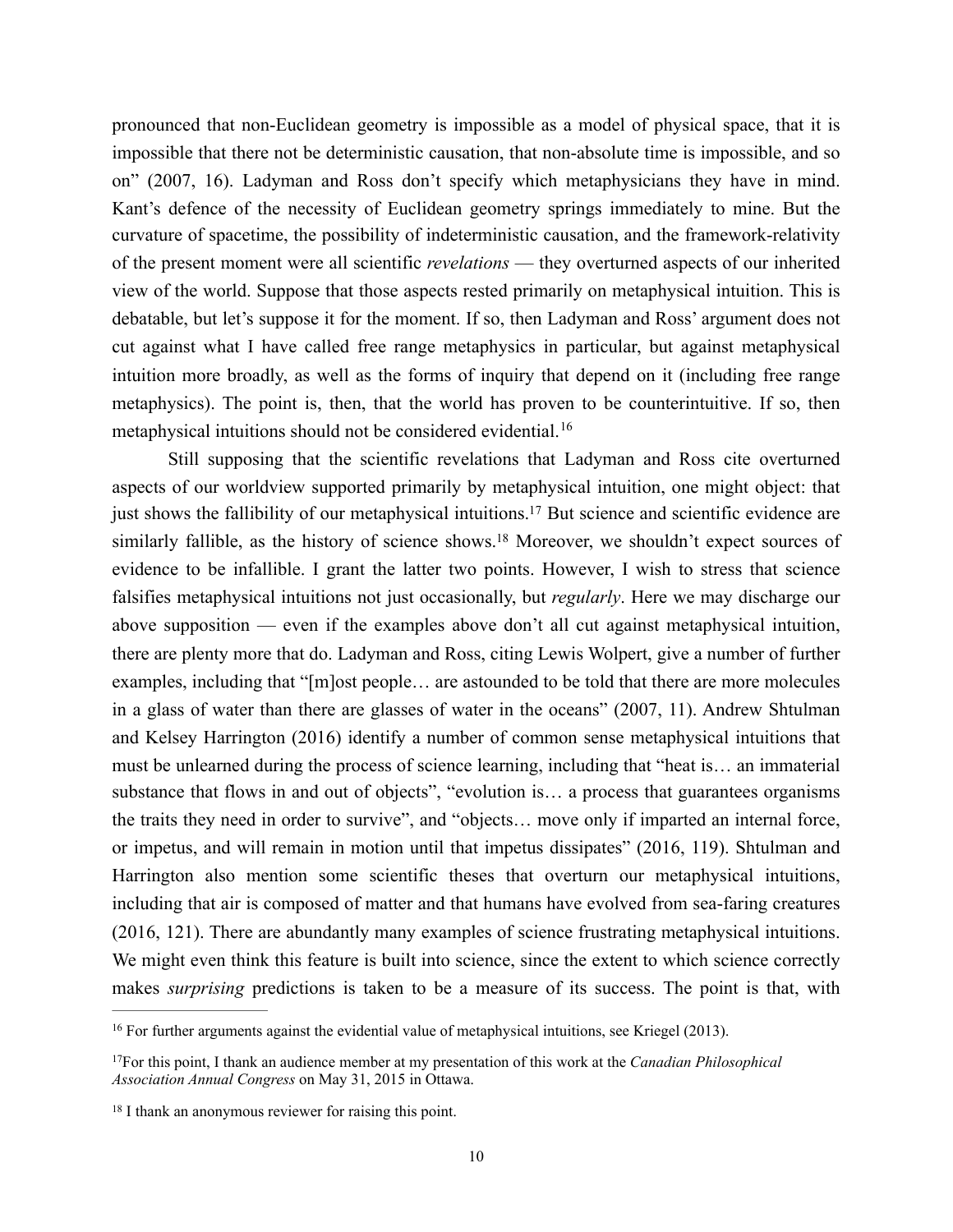pronounced that non-Euclidean geometry is impossible as a model of physical space, that it is impossible that there not be deterministic causation, that non-absolute time is impossible, and so on" (2007, 16). Ladyman and Ross don't specify which metaphysicians they have in mind. Kant's defence of the necessity of Euclidean geometry springs immediately to mine. But the curvature of spacetime, the possibility of indeterministic causation, and the framework-relativity of the present moment were all scientific *revelations* — they overturned aspects of our inherited view of the world. Suppose that those aspects rested primarily on metaphysical intuition. This is debatable, but let's suppose it for the moment. If so, then Ladyman and Ross' argument does not cut against what I have called free range metaphysics in particular, but against metaphysical intuition more broadly, as well as the forms of inquiry that depend on it (including free range metaphysics). The point is, then, that the world has proven to be counterintuitive. If so, then metaphysical intuitions should not be considered evidential.[16]

Still supposing that the scientific revelations that Ladyman and Ross cite overturned aspects of our worldview supported primarily by metaphysical intuition, one might object: that just shows the fallibility of our metaphysical intuitions.[17] But science and scientific evidence are similarly fallible, as the history of science shows.[18] Moreover, we shouldn't expect sources of evidence to be infallible. I grant the latter two points. However, I wish to stress that science falsifies metaphysical intuitions not just occasionally, but *regularly*. Here we may discharge our above supposition — even if the examples above don't all cut against metaphysical intuition, there are plenty more that do. Ladyman and Ross, citing Lewis Wolpert, give a number of further examples, including that "[m]ost people… are astounded to be told that there are more molecules in a glass of water than there are glasses of water in the oceans" (2007, 11). Andrew Shtulman and Kelsey Harrington (2016) identify a number of common sense metaphysical intuitions that must be unlearned during the process of science learning, including that "heat is… an immaterial substance that flows in and out of objects", "evolution is… a process that guarantees organisms the traits they need in order to survive", and "objects… move only if imparted an internal force, or impetus, and will remain in motion until that impetus dissipates" (2016, 119). Shtulman and Harrington also mention some scientific theses that overturn our metaphysical intuitions, including that air is composed of matter and that humans have evolved from sea-faring creatures (2016, 121). There are abundantly many examples of science frustrating metaphysical intuitions. We might even think this feature is built into science, since the extent to which science correctly makes *surprising* predictions is taken to be a measure of its success. The point is that, with

---

[16] For further arguments against the evidential value of metaphysical intuitions, see Kriegel (2013).

[17] For this point, I thank an audience member at my presentation of this work at the *Canadian Philosophical Association Annual Congress* on May 31, 2015 in Ottawa.

[18] I thank an anonymous reviewer for raising this point.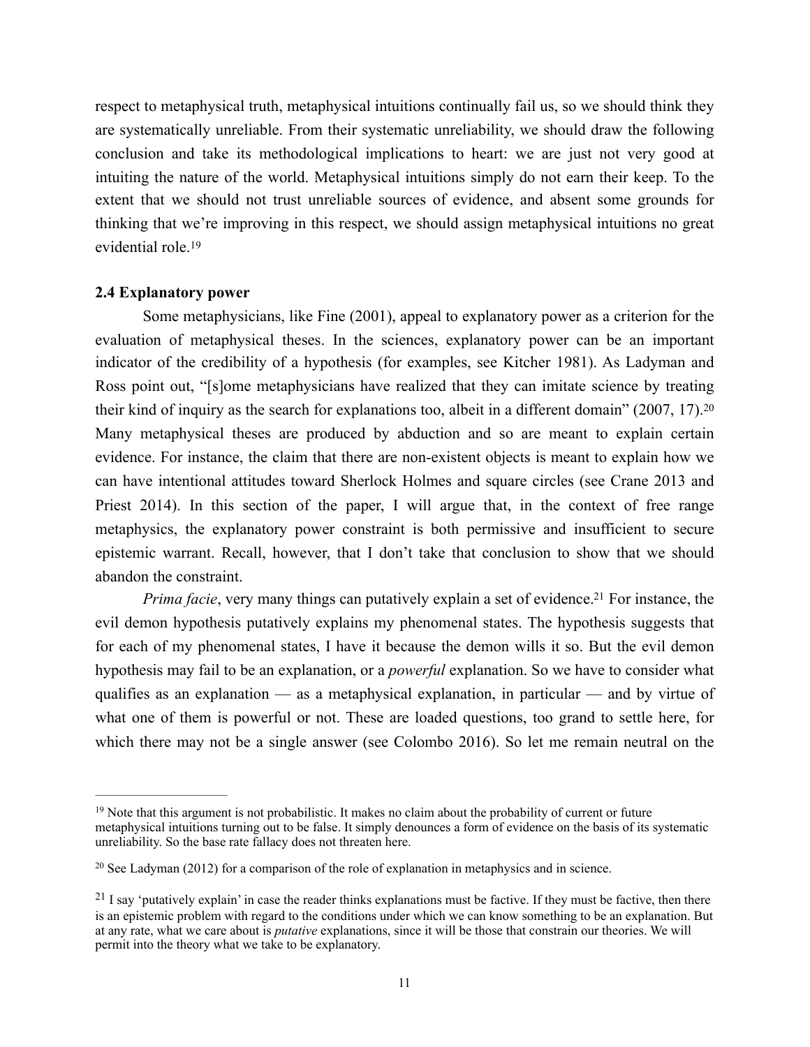respect to metaphysical truth, metaphysical intuitions continually fail us, so we should think they are systematically unreliable. From their systematic unreliability, we should draw the following conclusion and take its methodological implications to heart: we are just not very good at intuiting the nature of the world. Metaphysical intuitions simply do not earn their keep. To the extent that we should not trust unreliable sources of evidence, and absent some grounds for thinking that we're improving in this respect, we should assign metaphysical intuitions no great evidential role.[19]

### 2.4 Explanatory power

Some metaphysicians, like Fine (2001), appeal to explanatory power as a criterion for the evaluation of metaphysical theses. In the sciences, explanatory power can be an important indicator of the credibility of a hypothesis (for examples, see Kitcher 1981). As Ladyman and Ross point out, "[s]ome metaphysicians have realized that they can imitate science by treating their kind of inquiry as the search for explanations too, albeit in a different domain" (2007, 17).[20] Many metaphysical theses are produced by abduction and so are meant to explain certain evidence. For instance, the claim that there are non-existent objects is meant to explain how we can have intentional attitudes toward Sherlock Holmes and square circles (see Crane 2013 and Priest 2014). In this section of the paper, I will argue that, in the context of free range metaphysics, the explanatory power constraint is both permissive and insufficient to secure epistemic warrant. Recall, however, that I don't take that conclusion to show that we should abandon the constraint.

*Prima facie*, very many things can putatively explain a set of evidence.[21] For instance, the evil demon hypothesis putatively explains my phenomenal states. The hypothesis suggests that for each of my phenomenal states, I have it because the demon wills it so. But the evil demon hypothesis may fail to be an explanation, or a *powerful* explanation. So we have to consider what qualifies as an explanation — as a metaphysical explanation, in particular — and by virtue of what one of them is powerful or not. These are loaded questions, too grand to settle here, for which there may not be a single answer (see Colombo 2016). So let me remain neutral on the

---

[19] Note that this argument is not probabilistic. It makes no claim about the probability of current or future metaphysical intuitions turning out to be false. It simply denounces a form of evidence on the basis of its systematic unreliability. So the base rate fallacy does not threaten here.

[20] See Ladyman (2012) for a comparison of the role of explanation in metaphysics and in science.

[21] I say 'putatively explain' in case the reader thinks explanations must be factive. If they must be factive, then there is an epistemic problem with regard to the conditions under which we can know something to be an explanation. But at any rate, what we care about is *putative* explanations, since it will be those that constrain our theories. We will permit into the theory what we take to be explanatory.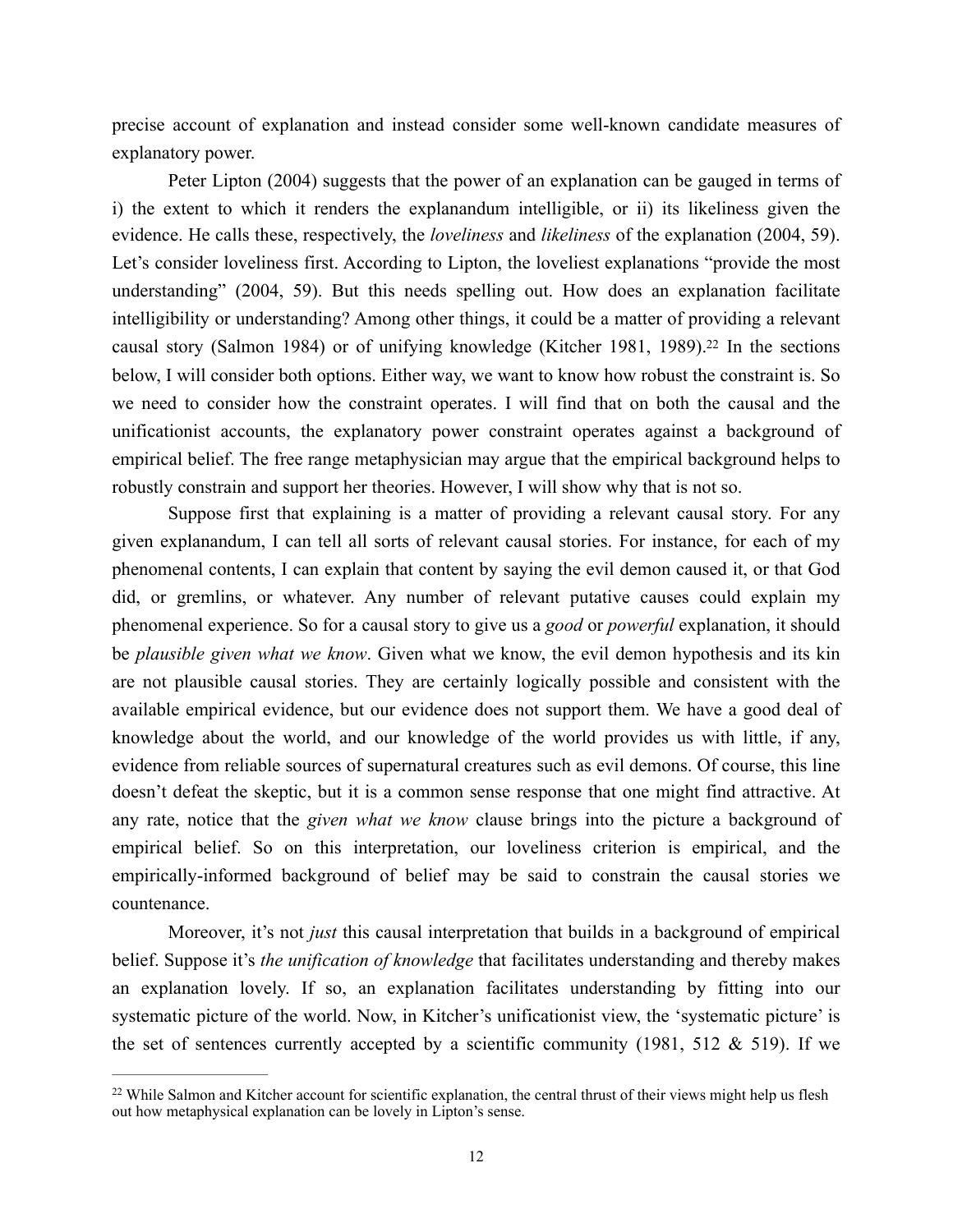precise account of explanation and instead consider some well-known candidate measures of explanatory power.

Peter Lipton (2004) suggests that the power of an explanation can be gauged in terms of i) the extent to which it renders the explanandum intelligible, or ii) its likeliness given the evidence. He calls these, respectively, the *loveliness* and *likeliness* of the explanation (2004, 59). Let's consider loveliness first. According to Lipton, the loveliest explanations "provide the most understanding" (2004, 59). But this needs spelling out. How does an explanation facilitate intelligibility or understanding? Among other things, it could be a matter of providing a relevant causal story (Salmon 1984) or of unifying knowledge (Kitcher 1981, 1989).[22] In the sections below, I will consider both options. Either way, we want to know how robust the constraint is. So we need to consider how the constraint operates. I will find that on both the causal and the unificationist accounts, the explanatory power constraint operates against a background of empirical belief. The free range metaphysician may argue that the empirical background helps to robustly constrain and support her theories. However, I will show why that is not so.

Suppose first that explaining is a matter of providing a relevant causal story. For any given explanandum, I can tell all sorts of relevant causal stories. For instance, for each of my phenomenal contents, I can explain that content by saying the evil demon caused it, or that God did, or gremlins, or whatever. Any number of relevant putative causes could explain my phenomenal experience. So for a causal story to give us a *good* or *powerful* explanation, it should be *plausible given what we know*. Given what we know, the evil demon hypothesis and its kin are not plausible causal stories. They are certainly logically possible and consistent with the available empirical evidence, but our evidence does not support them. We have a good deal of knowledge about the world, and our knowledge of the world provides us with little, if any, evidence from reliable sources of supernatural creatures such as evil demons. Of course, this line doesn't defeat the skeptic, but it is a common sense response that one might find attractive. At any rate, notice that the *given what we know* clause brings into the picture a background of empirical belief. So on this interpretation, our loveliness criterion is empirical, and the empirically-informed background of belief may be said to constrain the causal stories we countenance.

Moreover, it's not *just* this causal interpretation that builds in a background of empirical belief. Suppose it's *the unification of knowledge* that facilitates understanding and thereby makes an explanation lovely. If so, an explanation facilitates understanding by fitting into our systematic picture of the world. Now, in Kitcher's unificationist view, the 'systematic picture' is the set of sentences currently accepted by a scientific community (1981, 512 & 519). If we

---

[22] While Salmon and Kitcher account for scientific explanation, the central thrust of their views might help us flesh out how metaphysical explanation can be lovely in Lipton's sense.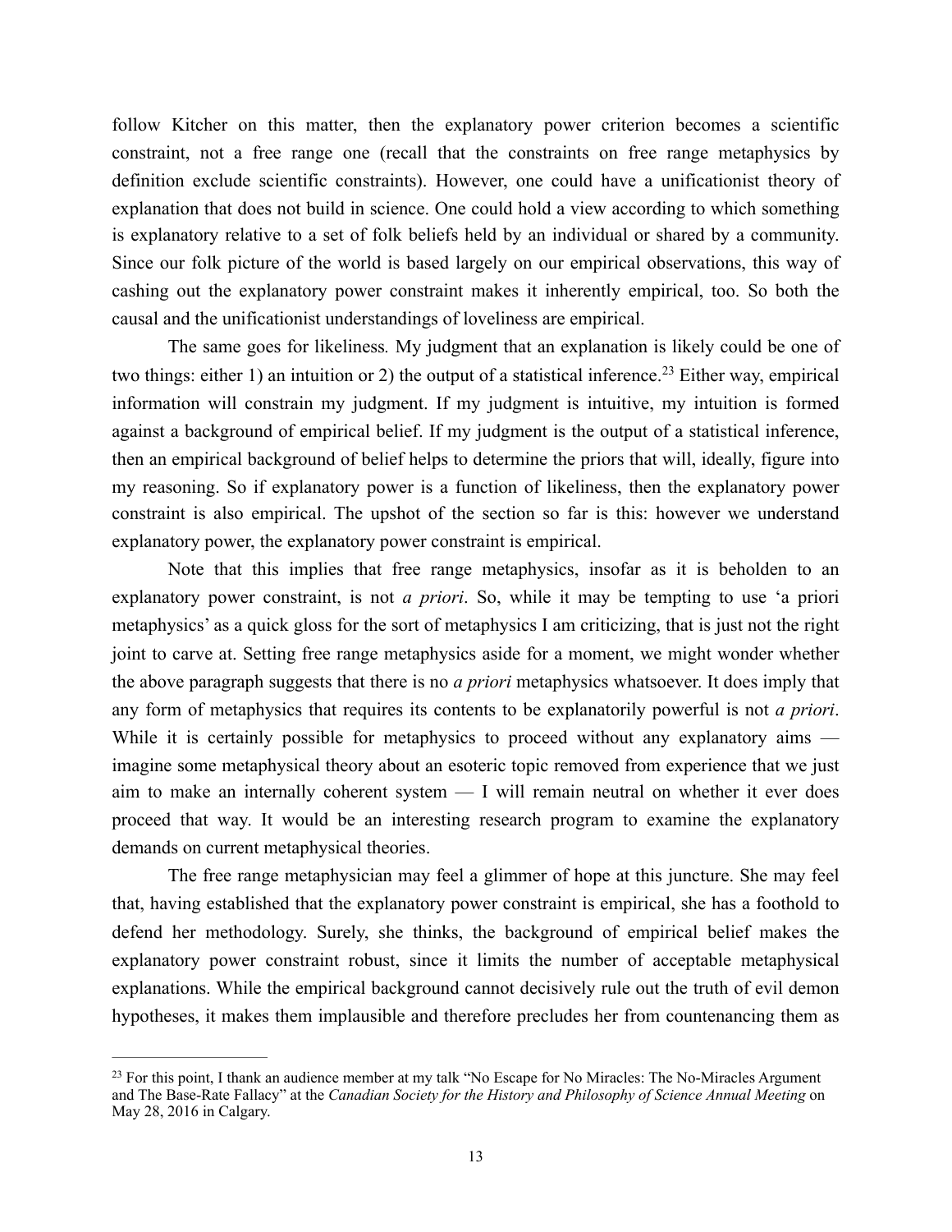follow Kitcher on this matter, then the explanatory power criterion becomes a scientific constraint, not a free range one (recall that the constraints on free range metaphysics by definition exclude scientific constraints). However, one could have a unificationist theory of explanation that does not build in science. One could hold a view according to which something is explanatory relative to a set of folk beliefs held by an individual or shared by a community. Since our folk picture of the world is based largely on our empirical observations, this way of cashing out the explanatory power constraint makes it inherently empirical, too. So both the causal and the unificationist understandings of loveliness are empirical.

The same goes for likeliness. My judgment that an explanation is likely could be one of two things: either 1) an intuition or 2) the output of a statistical inference.[23] Either way, empirical information will constrain my judgment. If my judgment is intuitive, my intuition is formed against a background of empirical belief. If my judgment is the output of a statistical inference, then an empirical background of belief helps to determine the priors that will, ideally, figure into my reasoning. So if explanatory power is a function of likeliness, then the explanatory power constraint is also empirical. The upshot of the section so far is this: however we understand explanatory power, the explanatory power constraint is empirical.

Note that this implies that free range metaphysics, insofar as it is beholden to an explanatory power constraint, is not *a priori*. So, while it may be tempting to use 'a priori metaphysics' as a quick gloss for the sort of metaphysics I am criticizing, that is just not the right joint to carve at. Setting free range metaphysics aside for a moment, we might wonder whether the above paragraph suggests that there is no *a priori* metaphysics whatsoever. It does imply that any form of metaphysics that requires its contents to be explanatorily powerful is not *a priori*. While it is certainly possible for metaphysics to proceed without any explanatory aims — imagine some metaphysical theory about an esoteric topic removed from experience that we just aim to make an internally coherent system — I will remain neutral on whether it ever does proceed that way. It would be an interesting research program to examine the explanatory demands on current metaphysical theories.

The free range metaphysician may feel a glimmer of hope at this juncture. She may feel that, having established that the explanatory power constraint is empirical, she has a foothold to defend her methodology. Surely, she thinks, the background of empirical belief makes the explanatory power constraint robust, since it limits the number of acceptable metaphysical explanations. While the empirical background cannot decisively rule out the truth of evil demon hypotheses, it makes them implausible and therefore precludes her from countenancing them as

---

[23] For this point, I thank an audience member at my talk "No Escape for No Miracles: The No-Miracles Argument and The Base-Rate Fallacy" at the *Canadian Society for the History and Philosophy of Science Annual Meeting* on May 28, 2016 in Calgary.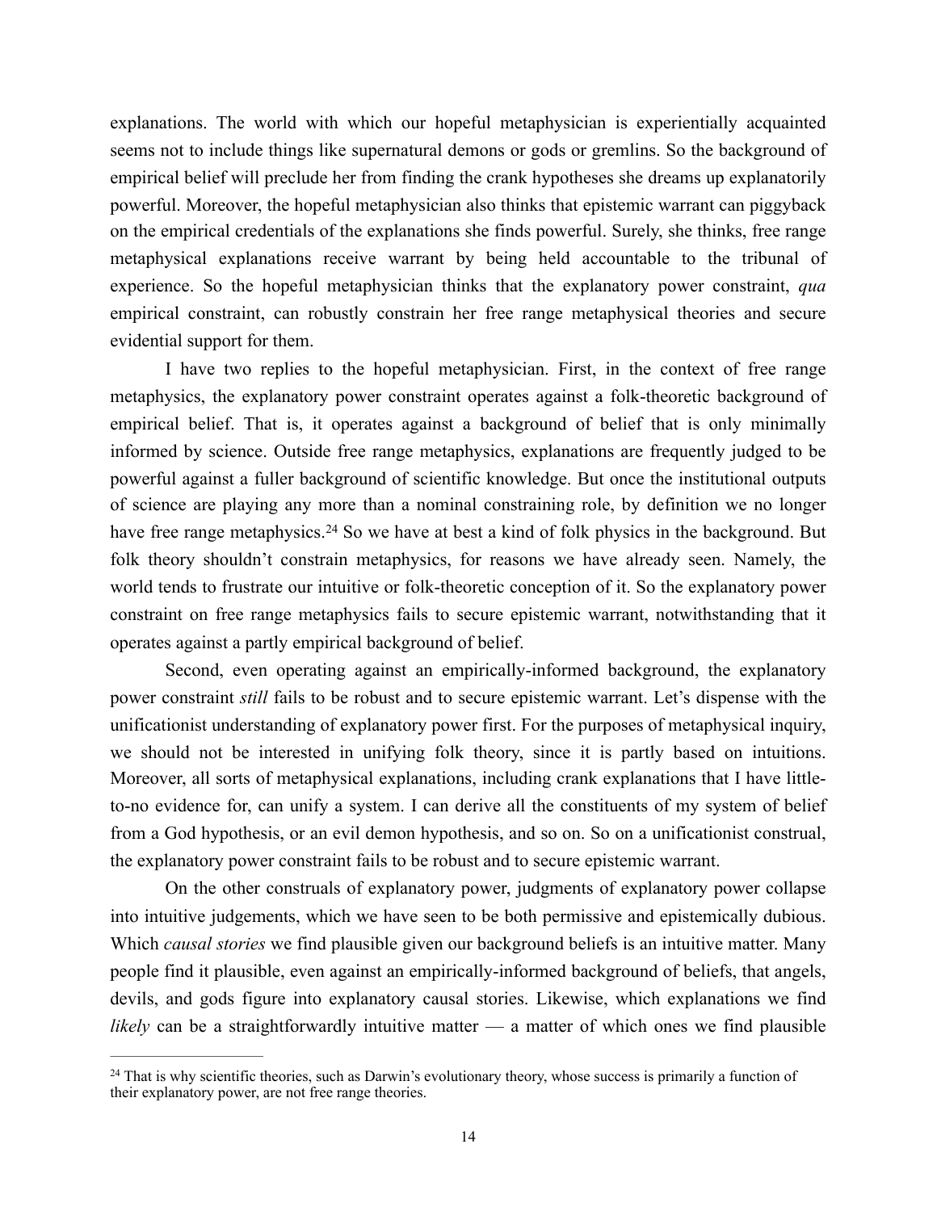explanations. The world with which our hopeful metaphysician is experientially acquainted seems not to include things like supernatural demons or gods or gremlins. So the background of empirical belief will preclude her from finding the crank hypotheses she dreams up explanatorily powerful. Moreover, the hopeful metaphysician also thinks that epistemic warrant can piggyback on the empirical credentials of the explanations she finds powerful. Surely, she thinks, free range metaphysical explanations receive warrant by being held accountable to the tribunal of experience. So the hopeful metaphysician thinks that the explanatory power constraint, *qua* empirical constraint, can robustly constrain her free range metaphysical theories and secure evidential support for them.

I have two replies to the hopeful metaphysician. First, in the context of free range metaphysics, the explanatory power constraint operates against a folk-theoretic background of empirical belief. That is, it operates against a background of belief that is only minimally informed by science. Outside free range metaphysics, explanations are frequently judged to be powerful against a fuller background of scientific knowledge. But once the institutional outputs of science are playing any more than a nominal constraining role, by definition we no longer have free range metaphysics.[24] So we have at best a kind of folk physics in the background. But folk theory shouldn't constrain metaphysics, for reasons we have already seen. Namely, the world tends to frustrate our intuitive or folk-theoretic conception of it. So the explanatory power constraint on free range metaphysics fails to secure epistemic warrant, notwithstanding that it operates against a partly empirical background of belief.

Second, even operating against an empirically-informed background, the explanatory power constraint *still* fails to be robust and to secure epistemic warrant. Let's dispense with the unificationist understanding of explanatory power first. For the purposes of metaphysical inquiry, we should not be interested in unifying folk theory, since it is partly based on intuitions. Moreover, all sorts of metaphysical explanations, including crank explanations that I have little-to-no evidence for, can unify a system. I can derive all the constituents of my system of belief from a God hypothesis, or an evil demon hypothesis, and so on. So on a unificationist construal, the explanatory power constraint fails to be robust and to secure epistemic warrant.

On the other construals of explanatory power, judgments of explanatory power collapse into intuitive judgements, which we have seen to be both permissive and epistemically dubious. Which *causal stories* we find plausible given our background beliefs is an intuitive matter. Many people find it plausible, even against an empirically-informed background of beliefs, that angels, devils, and gods figure into explanatory causal stories. Likewise, which explanations we find *likely* can be a straightforwardly intuitive matter — a matter of which ones we find plausible

---

[24] That is why scientific theories, such as Darwin's evolutionary theory, whose success is primarily a function of their explanatory power, are not free range theories.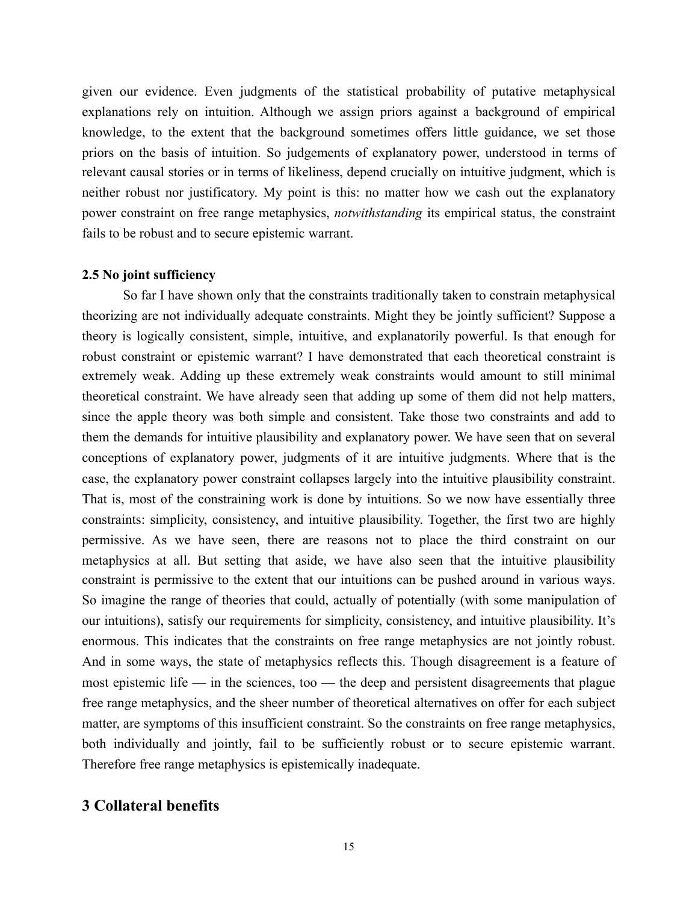given our evidence. Even judgments of the statistical probability of putative metaphysical explanations rely on intuition. Although we assign priors against a background of empirical knowledge, to the extent that the background sometimes offers little guidance, we set those priors on the basis of intuition. So judgements of explanatory power, understood in terms of relevant causal stories or in terms of likeliness, depend crucially on intuitive judgment, which is neither robust nor justificatory. My point is this: no matter how we cash out the explanatory power constraint on free range metaphysics, *notwithstanding* its empirical status, the constraint fails to be robust and to secure epistemic warrant.

### 2.5 No joint sufficiency

So far I have shown only that the constraints traditionally taken to constrain metaphysical theorizing are not individually adequate constraints. Might they be jointly sufficient? Suppose a theory is logically consistent, simple, intuitive, and explanatorily powerful. Is that enough for robust constraint or epistemic warrant? I have demonstrated that each theoretical constraint is extremely weak. Adding up these extremely weak constraints would amount to still minimal theoretical constraint. We have already seen that adding up some of them did not help matters, since the apple theory was both simple and consistent. Take those two constraints and add to them the demands for intuitive plausibility and explanatory power. We have seen that on several conceptions of explanatory power, judgments of it are intuitive judgments. Where that is the case, the explanatory power constraint collapses largely into the intuitive plausibility constraint. That is, most of the constraining work is done by intuitions. So we now have essentially three constraints: simplicity, consistency, and intuitive plausibility. Together, the first two are highly permissive. As we have seen, there are reasons not to place the third constraint on our metaphysics at all. But setting that aside, we have also seen that the intuitive plausibility constraint is permissive to the extent that our intuitions can be pushed around in various ways. So imagine the range of theories that could, actually of potentially (with some manipulation of our intuitions), satisfy our requirements for simplicity, consistency, and intuitive plausibility. It's enormous. This indicates that the constraints on free range metaphysics are not jointly robust. And in some ways, the state of metaphysics reflects this. Though disagreement is a feature of most epistemic life — in the sciences, too — the deep and persistent disagreements that plague free range metaphysics, and the sheer number of theoretical alternatives on offer for each subject matter, are symptoms of this insufficient constraint. So the constraints on free range metaphysics, both individually and jointly, fail to be sufficiently robust or to secure epistemic warrant. Therefore free range metaphysics is epistemically inadequate.

## 3 Collateral benefits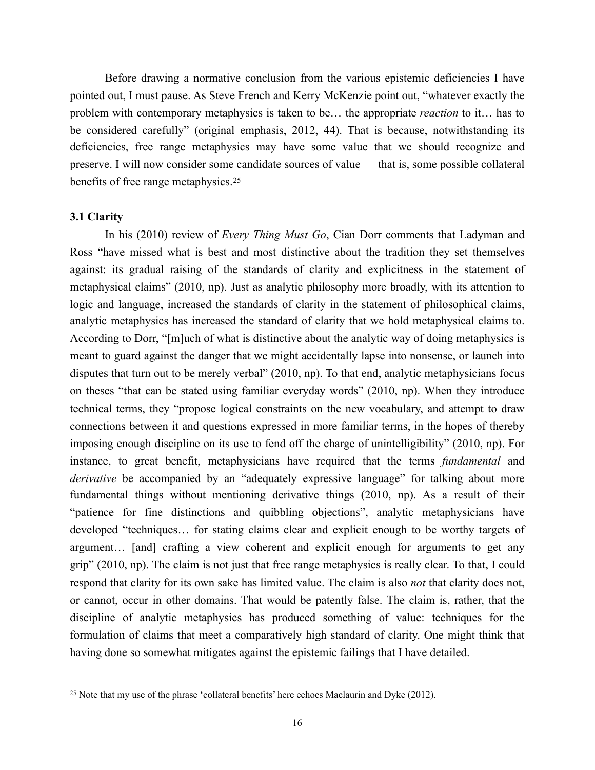Before drawing a normative conclusion from the various epistemic deficiencies I have pointed out, I must pause. As Steve French and Kerry McKenzie point out, "whatever exactly the problem with contemporary metaphysics is taken to be… the appropriate *reaction* to it… has to be considered carefully" (original emphasis, 2012, 44). That is because, notwithstanding its deficiencies, free range metaphysics may have some value that we should recognize and preserve. I will now consider some candidate sources of value — that is, some possible collateral benefits of free range metaphysics.[25]

### 3.1 Clarity

In his (2010) review of *Every Thing Must Go*, Cian Dorr comments that Ladyman and Ross "have missed what is best and most distinctive about the tradition they set themselves against: its gradual raising of the standards of clarity and explicitness in the statement of metaphysical claims" (2010, np). Just as analytic philosophy more broadly, with its attention to logic and language, increased the standards of clarity in the statement of philosophical claims, analytic metaphysics has increased the standard of clarity that we hold metaphysical claims to. According to Dorr, "[m]uch of what is distinctive about the analytic way of doing metaphysics is meant to guard against the danger that we might accidentally lapse into nonsense, or launch into disputes that turn out to be merely verbal" (2010, np). To that end, analytic metaphysicians focus on theses "that can be stated using familiar everyday words" (2010, np). When they introduce technical terms, they "propose logical constraints on the new vocabulary, and attempt to draw connections between it and questions expressed in more familiar terms, in the hopes of thereby imposing enough discipline on its use to fend off the charge of unintelligibility" (2010, np). For instance, to great benefit, metaphysicians have required that the terms *fundamental* and *derivative* be accompanied by an "adequately expressive language" for talking about more fundamental things without mentioning derivative things (2010, np). As a result of their "patience for fine distinctions and quibbling objections", analytic metaphysicians have developed "techniques… for stating claims clear and explicit enough to be worthy targets of argument… [and] crafting a view coherent and explicit enough for arguments to get any grip" (2010, np). The claim is not just that free range metaphysics is really clear. To that, I could respond that clarity for its own sake has limited value. The claim is also *not* that clarity does not, or cannot, occur in other domains. That would be patently false. The claim is, rather, that the discipline of analytic metaphysics has produced something of value: techniques for the formulation of claims that meet a comparatively high standard of clarity. One might think that having done so somewhat mitigates against the epistemic failings that I have detailed.

---

[25] Note that my use of the phrase 'collateral benefits' here echoes Maclaurin and Dyke (2012).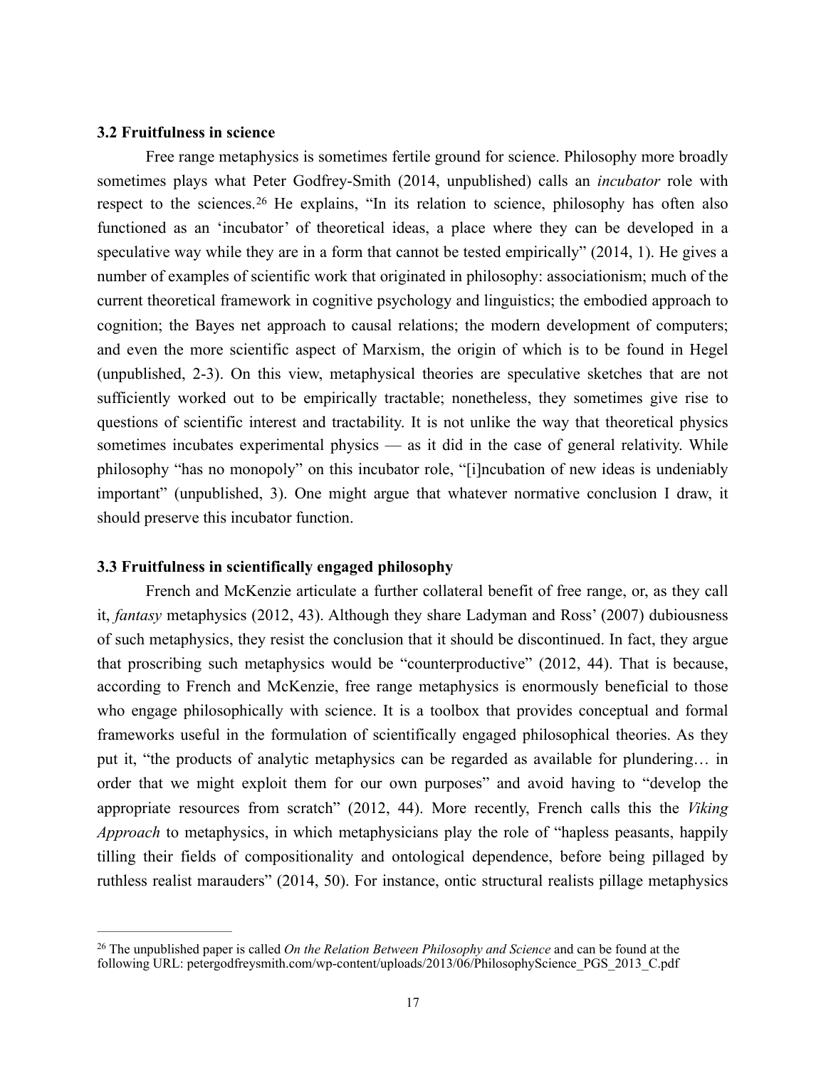### 3.2 Fruitfulness in science

Free range metaphysics is sometimes fertile ground for science. Philosophy more broadly sometimes plays what Peter Godfrey-Smith (2014, unpublished) calls an *incubator* role with respect to the sciences.[26] He explains, "In its relation to science, philosophy has often also functioned as an 'incubator' of theoretical ideas, a place where they can be developed in a speculative way while they are in a form that cannot be tested empirically" (2014, 1). He gives a number of examples of scientific work that originated in philosophy: associationism; much of the current theoretical framework in cognitive psychology and linguistics; the embodied approach to cognition; the Bayes net approach to causal relations; the modern development of computers; and even the more scientific aspect of Marxism, the origin of which is to be found in Hegel (unpublished, 2-3). On this view, metaphysical theories are speculative sketches that are not sufficiently worked out to be empirically tractable; nonetheless, they sometimes give rise to questions of scientific interest and tractability. It is not unlike the way that theoretical physics sometimes incubates experimental physics — as it did in the case of general relativity. While philosophy "has no monopoly" on this incubator role, "[i]ncubation of new ideas is undeniably important" (unpublished, 3). One might argue that whatever normative conclusion I draw, it should preserve this incubator function.

### 3.3 Fruitfulness in scientifically engaged philosophy

French and McKenzie articulate a further collateral benefit of free range, or, as they call it, *fantasy* metaphysics (2012, 43). Although they share Ladyman and Ross' (2007) dubiousness of such metaphysics, they resist the conclusion that it should be discontinued. In fact, they argue that proscribing such metaphysics would be "counterproductive" (2012, 44). That is because, according to French and McKenzie, free range metaphysics is enormously beneficial to those who engage philosophically with science. It is a toolbox that provides conceptual and formal frameworks useful in the formulation of scientifically engaged philosophical theories. As they put it, "the products of analytic metaphysics can be regarded as available for plundering… in order that we might exploit them for our own purposes" and avoid having to "develop the appropriate resources from scratch" (2012, 44). More recently, French calls this the *Viking Approach* to metaphysics, in which metaphysicians play the role of "hapless peasants, happily tilling their fields of compositionality and ontological dependence, before being pillaged by ruthless realist marauders" (2014, 50). For instance, ontic structural realists pillage metaphysics

[26] The unpublished paper is called *On the Relation Between Philosophy and Science* and can be found at the following URL: petergodfreysmith.com/wp-content/uploads/2013/06/PhilosophyScience_PGS_2013_C.pdf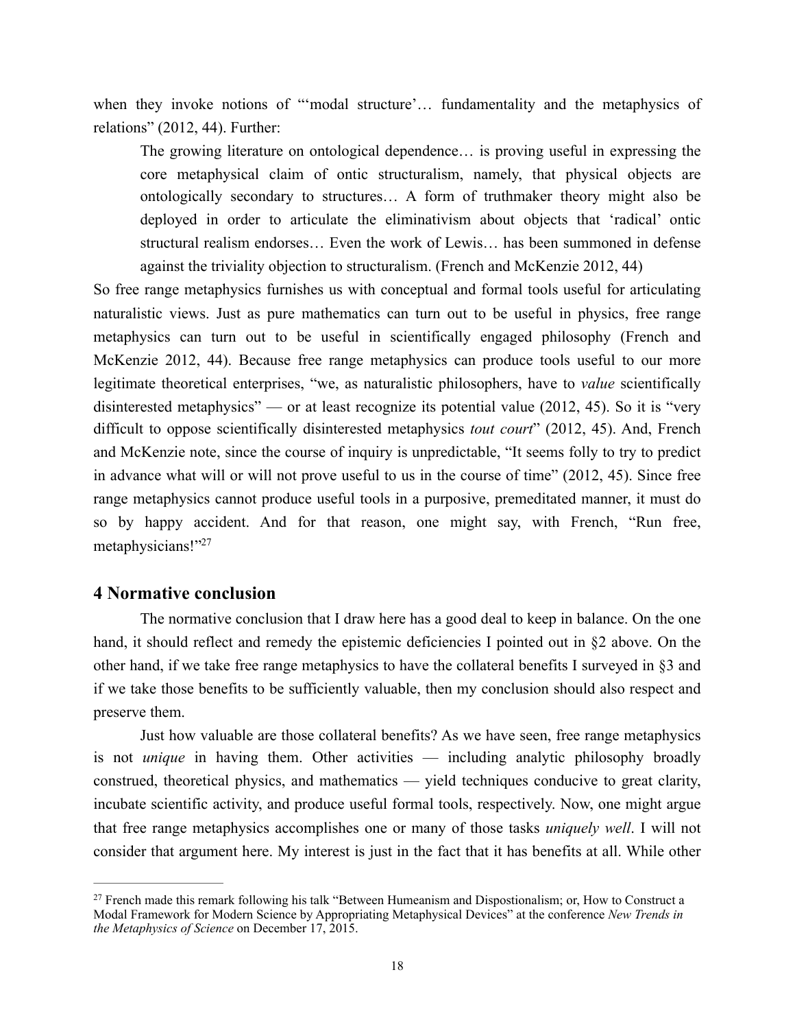when they invoke notions of "'modal structure'… fundamentality and the metaphysics of relations" (2012, 44). Further:

> The growing literature on ontological dependence… is proving useful in expressing the core metaphysical claim of ontic structuralism, namely, that physical objects are ontologically secondary to structures… A form of truthmaker theory might also be deployed in order to articulate the eliminativism about objects that 'radical' ontic structural realism endorses… Even the work of Lewis… has been summoned in defense against the triviality objection to structuralism. (French and McKenzie 2012, 44)

So free range metaphysics furnishes us with conceptual and formal tools useful for articulating naturalistic views. Just as pure mathematics can turn out to be useful in physics, free range metaphysics can turn out to be useful in scientifically engaged philosophy (French and McKenzie 2012, 44). Because free range metaphysics can produce tools useful to our more legitimate theoretical enterprises, "we, as naturalistic philosophers, have to *value* scientifically disinterested metaphysics" — or at least recognize its potential value (2012, 45). So it is "very difficult to oppose scientifically disinterested metaphysics *tout court*" (2012, 45). And, French and McKenzie note, since the course of inquiry is unpredictable, "It seems folly to try to predict in advance what will or will not prove useful to us in the course of time" (2012, 45). Since free range metaphysics cannot produce useful tools in a purposive, premeditated manner, it must do so by happy accident. And for that reason, one might say, with French, "Run free, metaphysicians!"[27]

## 4 Normative conclusion

The normative conclusion that I draw here has a good deal to keep in balance. On the one hand, it should reflect and remedy the epistemic deficiencies I pointed out in §2 above. On the other hand, if we take free range metaphysics to have the collateral benefits I surveyed in §3 and if we take those benefits to be sufficiently valuable, then my conclusion should also respect and preserve them.

Just how valuable are those collateral benefits? As we have seen, free range metaphysics is not *unique* in having them. Other activities — including analytic philosophy broadly construed, theoretical physics, and mathematics — yield techniques conducive to great clarity, incubate scientific activity, and produce useful formal tools, respectively. Now, one might argue that free range metaphysics accomplishes one or many of those tasks *uniquely well*. I will not consider that argument here. My interest is just in the fact that it has benefits at all. While other

---

[27] French made this remark following his talk "Between Humeanism and Dispostionalism; or, How to Construct a Modal Framework for Modern Science by Appropriating Metaphysical Devices" at the conference *New Trends in the Metaphysics of Science* on December 17, 2015.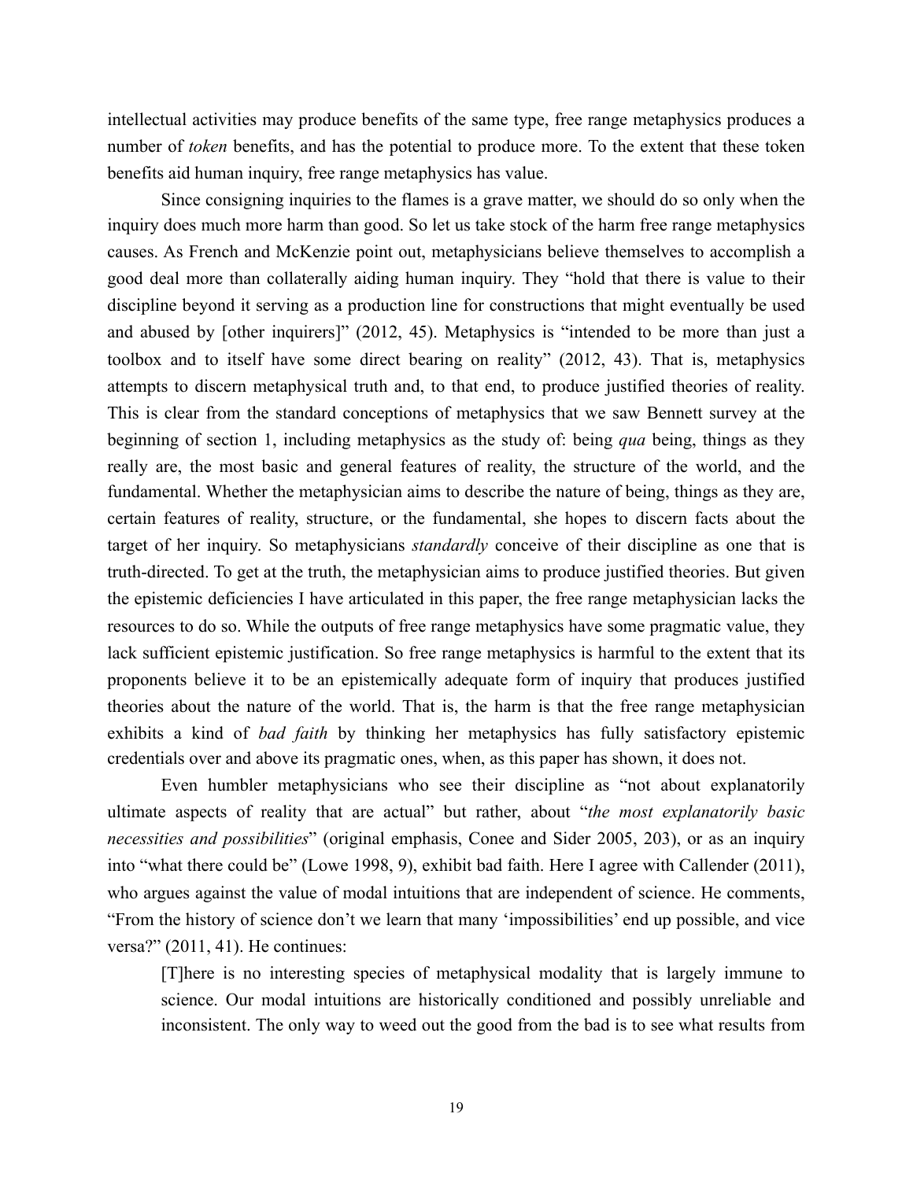intellectual activities may produce benefits of the same type, free range metaphysics produces a number of *token* benefits, and has the potential to produce more. To the extent that these token benefits aid human inquiry, free range metaphysics has value.

Since consigning inquiries to the flames is a grave matter, we should do so only when the inquiry does much more harm than good. So let us take stock of the harm free range metaphysics causes. As French and McKenzie point out, metaphysicians believe themselves to accomplish a good deal more than collaterally aiding human inquiry. They "hold that there is value to their discipline beyond it serving as a production line for constructions that might eventually be used and abused by [other inquirers]" (2012, 45). Metaphysics is "intended to be more than just a toolbox and to itself have some direct bearing on reality" (2012, 43). That is, metaphysics attempts to discern metaphysical truth and, to that end, to produce justified theories of reality. This is clear from the standard conceptions of metaphysics that we saw Bennett survey at the beginning of section 1, including metaphysics as the study of: being *qua* being, things as they really are, the most basic and general features of reality, the structure of the world, and the fundamental. Whether the metaphysician aims to describe the nature of being, things as they are, certain features of reality, structure, or the fundamental, she hopes to discern facts about the target of her inquiry. So metaphysicians *standardly* conceive of their discipline as one that is truth-directed. To get at the truth, the metaphysician aims to produce justified theories. But given the epistemic deficiencies I have articulated in this paper, the free range metaphysician lacks the resources to do so. While the outputs of free range metaphysics have some pragmatic value, they lack sufficient epistemic justification. So free range metaphysics is harmful to the extent that its proponents believe it to be an epistemically adequate form of inquiry that produces justified theories about the nature of the world. That is, the harm is that the free range metaphysician exhibits a kind of *bad faith* by thinking her metaphysics has fully satisfactory epistemic credentials over and above its pragmatic ones, when, as this paper has shown, it does not.

Even humbler metaphysicians who see their discipline as "not about explanatorily ultimate aspects of reality that are actual" but rather, about "*the most explanatorily basic necessities and possibilities*" (original emphasis, Conee and Sider 2005, 203), or as an inquiry into "what there could be" (Lowe 1998, 9), exhibit bad faith. Here I agree with Callender (2011), who argues against the value of modal intuitions that are independent of science. He comments, "From the history of science don't we learn that many 'impossibilities' end up possible, and vice versa?" (2011, 41). He continues:

> [T]here is no interesting species of metaphysical modality that is largely immune to science. Our modal intuitions are historically conditioned and possibly unreliable and inconsistent. The only way to weed out the good from the bad is to see what results from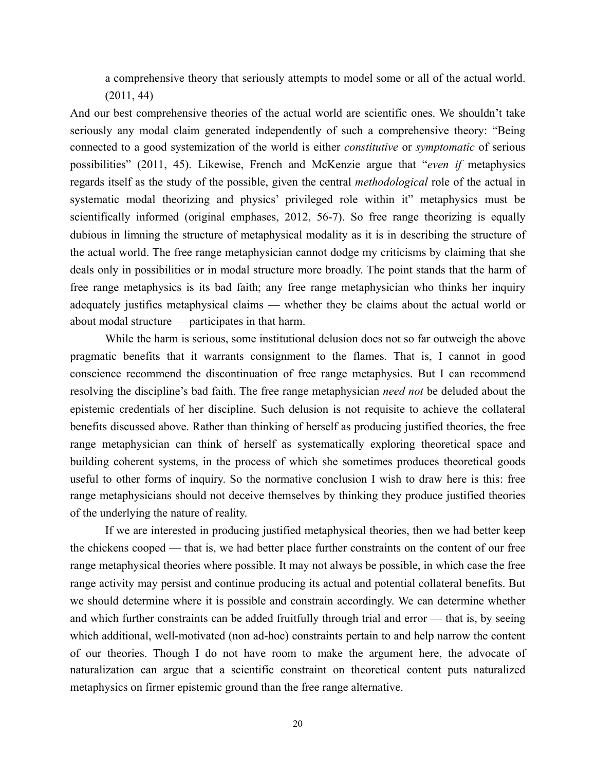> a comprehensive theory that seriously attempts to model some or all of the actual world. (2011, 44)

And our best comprehensive theories of the actual world are scientific ones. We shouldn't take seriously any modal claim generated independently of such a comprehensive theory: "Being connected to a good systemization of the world is either *constitutive* or *symptomatic* of serious possibilities" (2011, 45). Likewise, French and McKenzie argue that "*even if* metaphysics regards itself as the study of the possible, given the central *methodological* role of the actual in systematic modal theorizing and physics' privileged role within it" metaphysics must be scientifically informed (original emphases, 2012, 56-7). So free range theorizing is equally dubious in limning the structure of metaphysical modality as it is in describing the structure of the actual world. The free range metaphysician cannot dodge my criticisms by claiming that she deals only in possibilities or in modal structure more broadly. The point stands that the harm of free range metaphysics is its bad faith; any free range metaphysician who thinks her inquiry adequately justifies metaphysical claims — whether they be claims about the actual world or about modal structure — participates in that harm.

While the harm is serious, some institutional delusion does not so far outweigh the above pragmatic benefits that it warrants consignment to the flames. That is, I cannot in good conscience recommend the discontinuation of free range metaphysics. But I can recommend resolving the discipline's bad faith. The free range metaphysician *need not* be deluded about the epistemic credentials of her discipline. Such delusion is not requisite to achieve the collateral benefits discussed above. Rather than thinking of herself as producing justified theories, the free range metaphysician can think of herself as systematically exploring theoretical space and building coherent systems, in the process of which she sometimes produces theoretical goods useful to other forms of inquiry. So the normative conclusion I wish to draw here is this: free range metaphysicians should not deceive themselves by thinking they produce justified theories of the underlying the nature of reality.

If we are interested in producing justified metaphysical theories, then we had better keep the chickens cooped — that is, we had better place further constraints on the content of our free range metaphysical theories where possible. It may not always be possible, in which case the free range activity may persist and continue producing its actual and potential collateral benefits. But we should determine where it is possible and constrain accordingly. We can determine whether and which further constraints can be added fruitfully through trial and error — that is, by seeing which additional, well-motivated (non ad-hoc) constraints pertain to and help narrow the content of our theories. Though I do not have room to make the argument here, the advocate of naturalization can argue that a scientific constraint on theoretical content puts naturalized metaphysics on firmer epistemic ground than the free range alternative.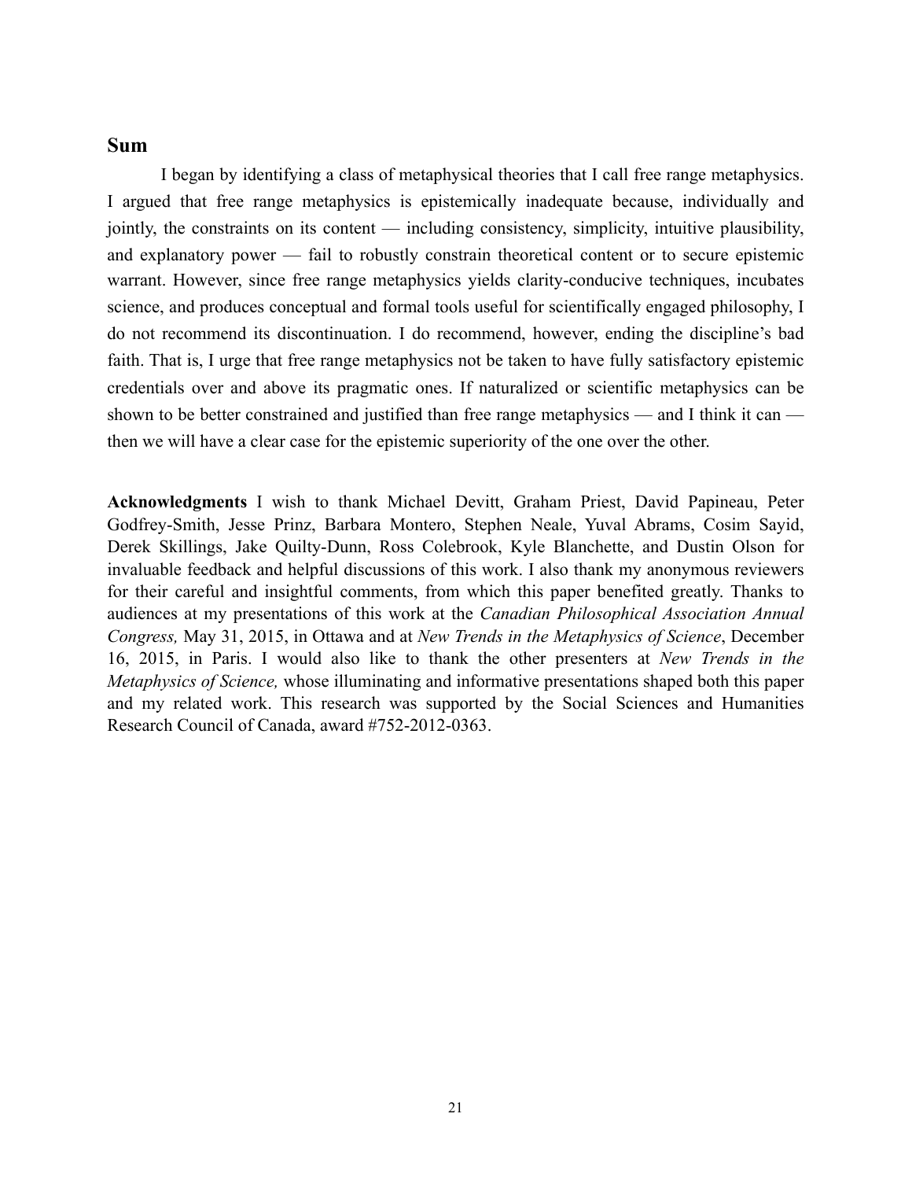## Sum

I began by identifying a class of metaphysical theories that I call free range metaphysics. I argued that free range metaphysics is epistemically inadequate because, individually and jointly, the constraints on its content — including consistency, simplicity, intuitive plausibility, and explanatory power — fail to robustly constrain theoretical content or to secure epistemic warrant. However, since free range metaphysics yields clarity-conducive techniques, incubates science, and produces conceptual and formal tools useful for scientifically engaged philosophy, I do not recommend its discontinuation. I do recommend, however, ending the discipline's bad faith. That is, I urge that free range metaphysics not be taken to have fully satisfactory epistemic credentials over and above its pragmatic ones. If naturalized or scientific metaphysics can be shown to be better constrained and justified than free range metaphysics — and I think it can — then we will have a clear case for the epistemic superiority of the one over the other.

**Acknowledgments** I wish to thank Michael Devitt, Graham Priest, David Papineau, Peter Godfrey-Smith, Jesse Prinz, Barbara Montero, Stephen Neale, Yuval Abrams, Cosim Sayid, Derek Skillings, Jake Quilty-Dunn, Ross Colebrook, Kyle Blanchette, and Dustin Olson for invaluable feedback and helpful discussions of this work. I also thank my anonymous reviewers for their careful and insightful comments, from which this paper benefited greatly. Thanks to audiences at my presentations of this work at the *Canadian Philosophical Association Annual Congress,* May 31, 2015, in Ottawa and at *New Trends in the Metaphysics of Science*, December 16, 2015, in Paris. I would also like to thank the other presenters at *New Trends in the Metaphysics of Science,* whose illuminating and informative presentations shaped both this paper and my related work. This research was supported by the Social Sciences and Humanities Research Council of Canada, award #752-2012-0363.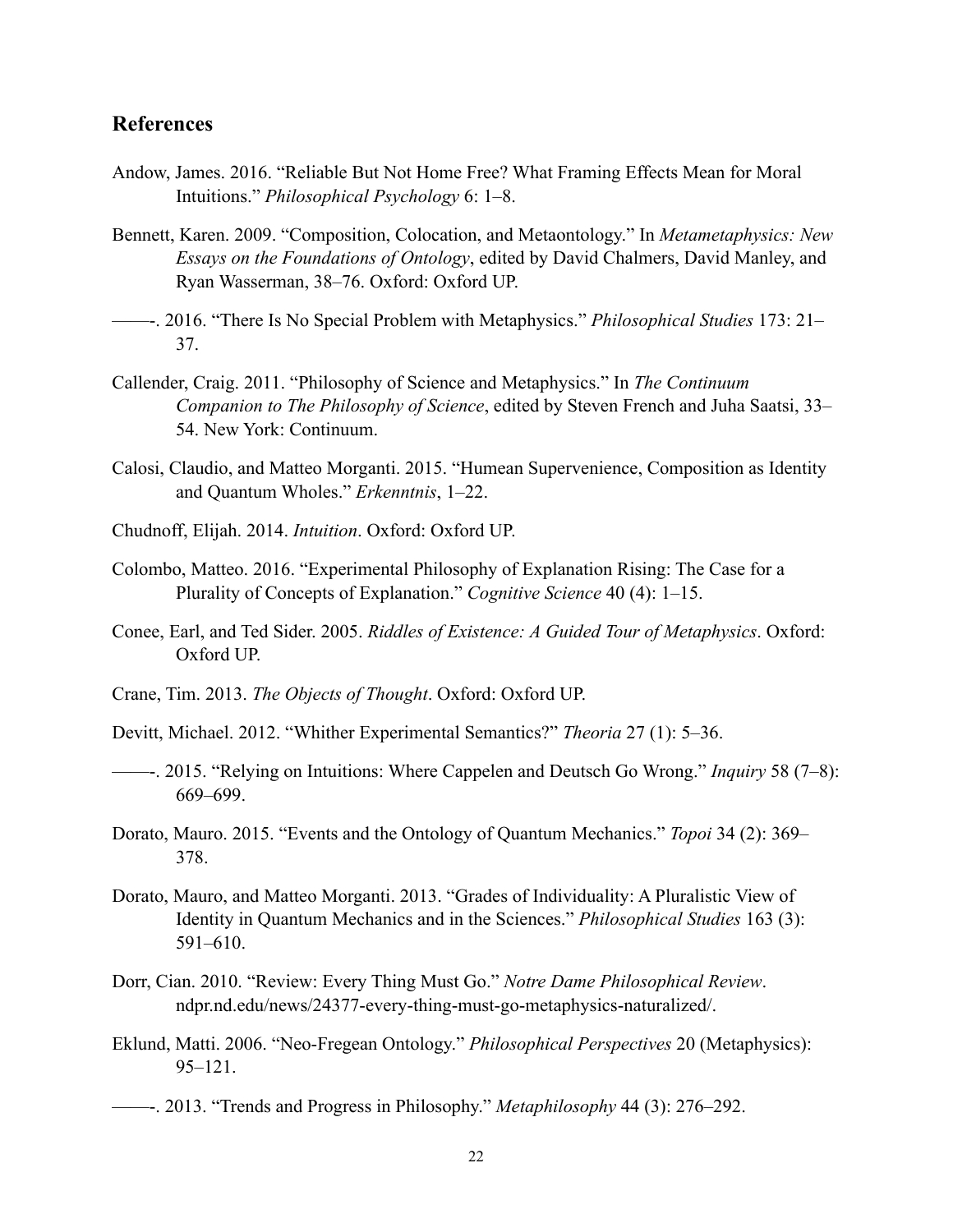## References

Andow, James. 2016. "Reliable But Not Home Free? What Framing Effects Mean for Moral Intuitions." *Philosophical Psychology* 6: 1–8.

Bennett, Karen. 2009. "Composition, Colocation, and Metaontology." In *Metametaphysics: New Essays on the Foundations of Ontology*, edited by David Chalmers, David Manley, and Ryan Wasserman, 38–76. Oxford: Oxford UP.

——-. 2016. "There Is No Special Problem with Metaphysics." *Philosophical Studies* 173: 21–37.

Callender, Craig. 2011. "Philosophy of Science and Metaphysics." In *The Continuum Companion to The Philosophy of Science*, edited by Steven French and Juha Saatsi, 33–54. New York: Continuum.

Calosi, Claudio, and Matteo Morganti. 2015. "Humean Supervenience, Composition as Identity and Quantum Wholes." *Erkenntnis*, 1–22.

Chudnoff, Elijah. 2014. *Intuition*. Oxford: Oxford UP.

Colombo, Matteo. 2016. "Experimental Philosophy of Explanation Rising: The Case for a Plurality of Concepts of Explanation." *Cognitive Science* 40 (4): 1–15.

Conee, Earl, and Ted Sider. 2005. *Riddles of Existence: A Guided Tour of Metaphysics*. Oxford: Oxford UP.

Crane, Tim. 2013. *The Objects of Thought*. Oxford: Oxford UP.

Devitt, Michael. 2012. "Whither Experimental Semantics?" *Theoria* 27 (1): 5–36.

——-. 2015. "Relying on Intuitions: Where Cappelen and Deutsch Go Wrong." *Inquiry* 58 (7–8): 669–699.

Dorato, Mauro. 2015. "Events and the Ontology of Quantum Mechanics." *Topoi* 34 (2): 369–378.

Dorato, Mauro, and Matteo Morganti. 2013. "Grades of Individuality: A Pluralistic View of Identity in Quantum Mechanics and in the Sciences." *Philosophical Studies* 163 (3): 591–610.

Dorr, Cian. 2010. "Review: Every Thing Must Go." *Notre Dame Philosophical Review*. ndpr.nd.edu/news/24377-every-thing-must-go-metaphysics-naturalized/.

Eklund, Matti. 2006. "Neo-Fregean Ontology." *Philosophical Perspectives* 20 (Metaphysics): 95–121.

——-. 2013. "Trends and Progress in Philosophy." *Metaphilosophy* 44 (3): 276–292.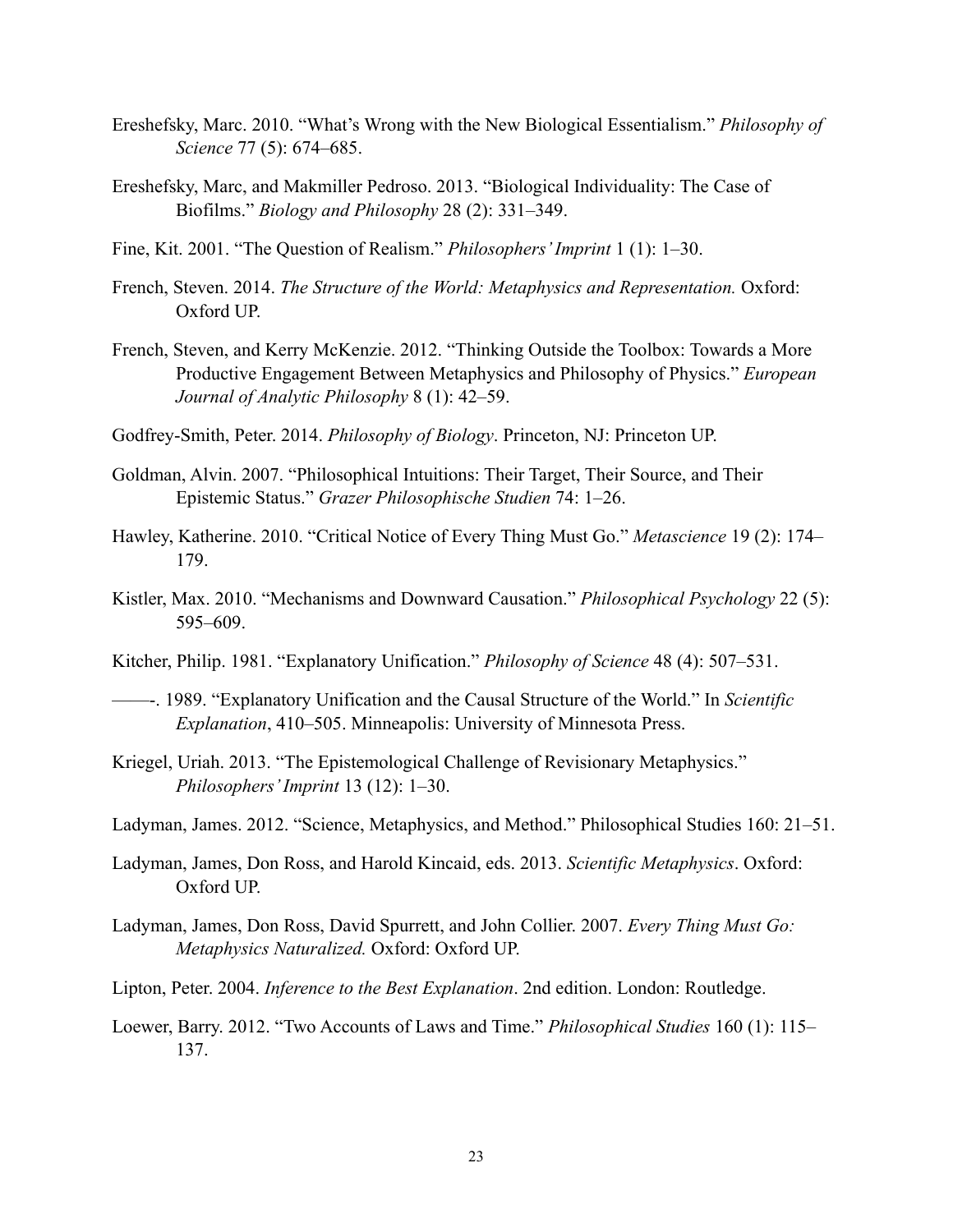Ereshefsky, Marc. 2010. “What’s Wrong with the New Biological Essentialism.” *Philosophy of Science* 77 (5): 674–685.

Ereshefsky, Marc, and Makmiller Pedroso. 2013. “Biological Individuality: The Case of Biofilms.” *Biology and Philosophy* 28 (2): 331–349.

Fine, Kit. 2001. “The Question of Realism.” *Philosophers’ Imprint* 1 (1): 1–30.

French, Steven. 2014. *The Structure of the World: Metaphysics and Representation.* Oxford: Oxford UP.

French, Steven, and Kerry McKenzie. 2012. “Thinking Outside the Toolbox: Towards a More Productive Engagement Between Metaphysics and Philosophy of Physics.” *European Journal of Analytic Philosophy* 8 (1): 42–59.

Godfrey-Smith, Peter. 2014. *Philosophy of Biology*. Princeton, NJ: Princeton UP.

Goldman, Alvin. 2007. “Philosophical Intuitions: Their Target, Their Source, and Their Epistemic Status.” *Grazer Philosophische Studien* 74: 1–26.

Hawley, Katherine. 2010. “Critical Notice of Every Thing Must Go.” *Metascience* 19 (2): 174–179.

Kistler, Max. 2010. “Mechanisms and Downward Causation.” *Philosophical Psychology* 22 (5): 595–609.

Kitcher, Philip. 1981. “Explanatory Unification.” *Philosophy of Science* 48 (4): 507–531.

——-. 1989. “Explanatory Unification and the Causal Structure of the World.” In *Scientific Explanation*, 410–505. Minneapolis: University of Minnesota Press.

Kriegel, Uriah. 2013. “The Epistemological Challenge of Revisionary Metaphysics.” *Philosophers’ Imprint* 13 (12): 1–30.

Ladyman, James. 2012. “Science, Metaphysics, and Method.” Philosophical Studies 160: 21–51.

Ladyman, James, Don Ross, and Harold Kincaid, eds. 2013. *Scientific Metaphysics*. Oxford: Oxford UP.

Ladyman, James, Don Ross, David Spurrett, and John Collier. 2007. *Every Thing Must Go: Metaphysics Naturalized.* Oxford: Oxford UP.

Lipton, Peter. 2004. *Inference to the Best Explanation*. 2nd edition. London: Routledge.

Loewer, Barry. 2012. “Two Accounts of Laws and Time.” *Philosophical Studies* 160 (1): 115–137.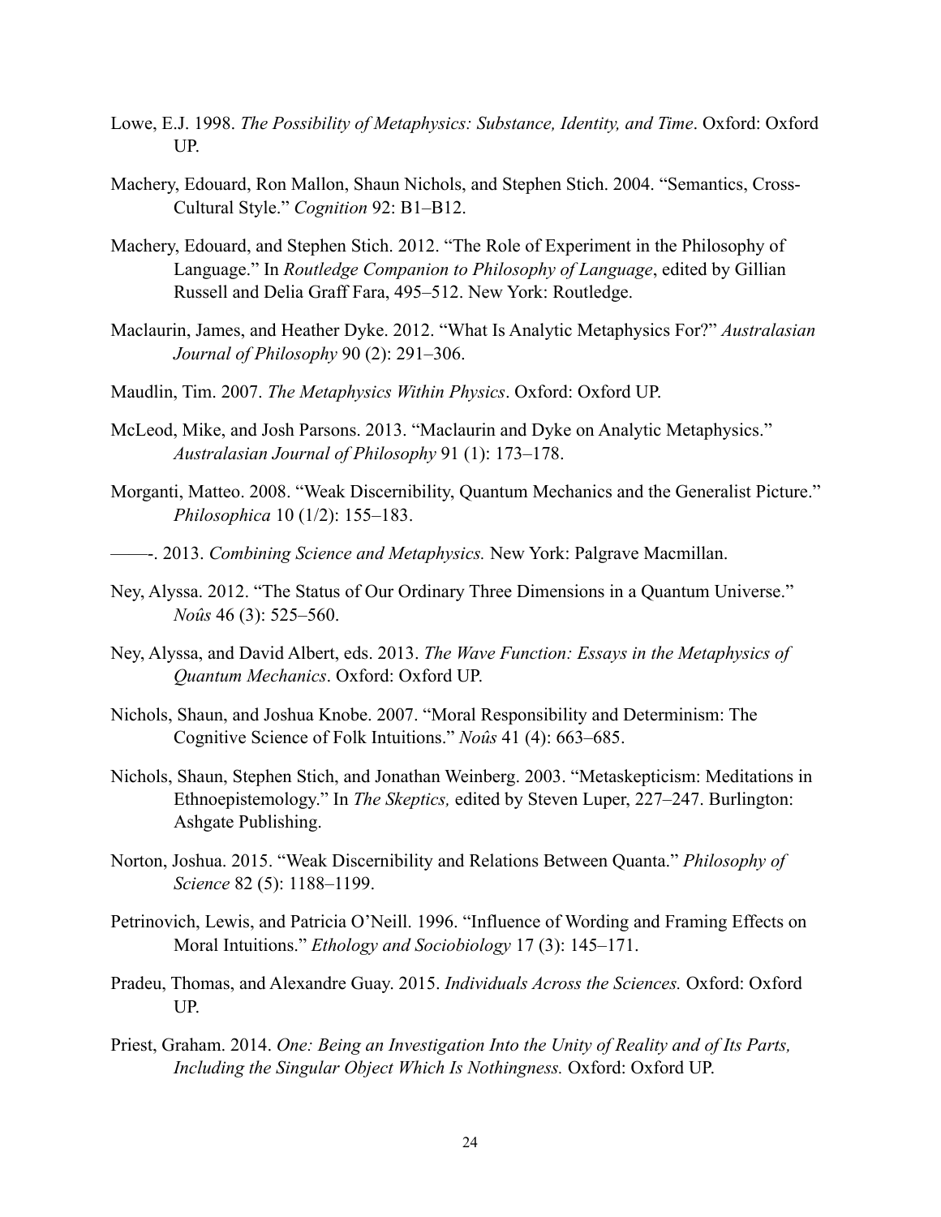Lowe, E.J. 1998. *The Possibility of Metaphysics: Substance, Identity, and Time*. Oxford: Oxford UP.

Machery, Edouard, Ron Mallon, Shaun Nichols, and Stephen Stich. 2004. "Semantics, Cross-Cultural Style." *Cognition* 92: B1–B12.

Machery, Edouard, and Stephen Stich. 2012. "The Role of Experiment in the Philosophy of Language." In *Routledge Companion to Philosophy of Language*, edited by Gillian Russell and Delia Graff Fara, 495–512. New York: Routledge.

Maclaurin, James, and Heather Dyke. 2012. "What Is Analytic Metaphysics For?" *Australasian Journal of Philosophy* 90 (2): 291–306.

Maudlin, Tim. 2007. *The Metaphysics Within Physics*. Oxford: Oxford UP.

McLeod, Mike, and Josh Parsons. 2013. "Maclaurin and Dyke on Analytic Metaphysics." *Australasian Journal of Philosophy* 91 (1): 173–178.

Morganti, Matteo. 2008. "Weak Discernibility, Quantum Mechanics and the Generalist Picture." *Philosophica* 10 (1/2): 155–183.

——-. 2013. *Combining Science and Metaphysics.* New York: Palgrave Macmillan.

Ney, Alyssa. 2012. "The Status of Our Ordinary Three Dimensions in a Quantum Universe." *Noûs* 46 (3): 525–560.

Ney, Alyssa, and David Albert, eds. 2013. *The Wave Function: Essays in the Metaphysics of Quantum Mechanics*. Oxford: Oxford UP.

Nichols, Shaun, and Joshua Knobe. 2007. "Moral Responsibility and Determinism: The Cognitive Science of Folk Intuitions." *Noûs* 41 (4): 663–685.

Nichols, Shaun, Stephen Stich, and Jonathan Weinberg. 2003. "Metaskepticism: Meditations in Ethnoepistemology." In *The Skeptics,* edited by Steven Luper, 227–247. Burlington: Ashgate Publishing.

Norton, Joshua. 2015. "Weak Discernibility and Relations Between Quanta." *Philosophy of Science* 82 (5): 1188–1199.

Petrinovich, Lewis, and Patricia O'Neill. 1996. "Influence of Wording and Framing Effects on Moral Intuitions." *Ethology and Sociobiology* 17 (3): 145–171.

Pradeu, Thomas, and Alexandre Guay. 2015. *Individuals Across the Sciences.* Oxford: Oxford UP.

Priest, Graham. 2014. *One: Being an Investigation Into the Unity of Reality and of Its Parts, Including the Singular Object Which Is Nothingness.* Oxford: Oxford UP.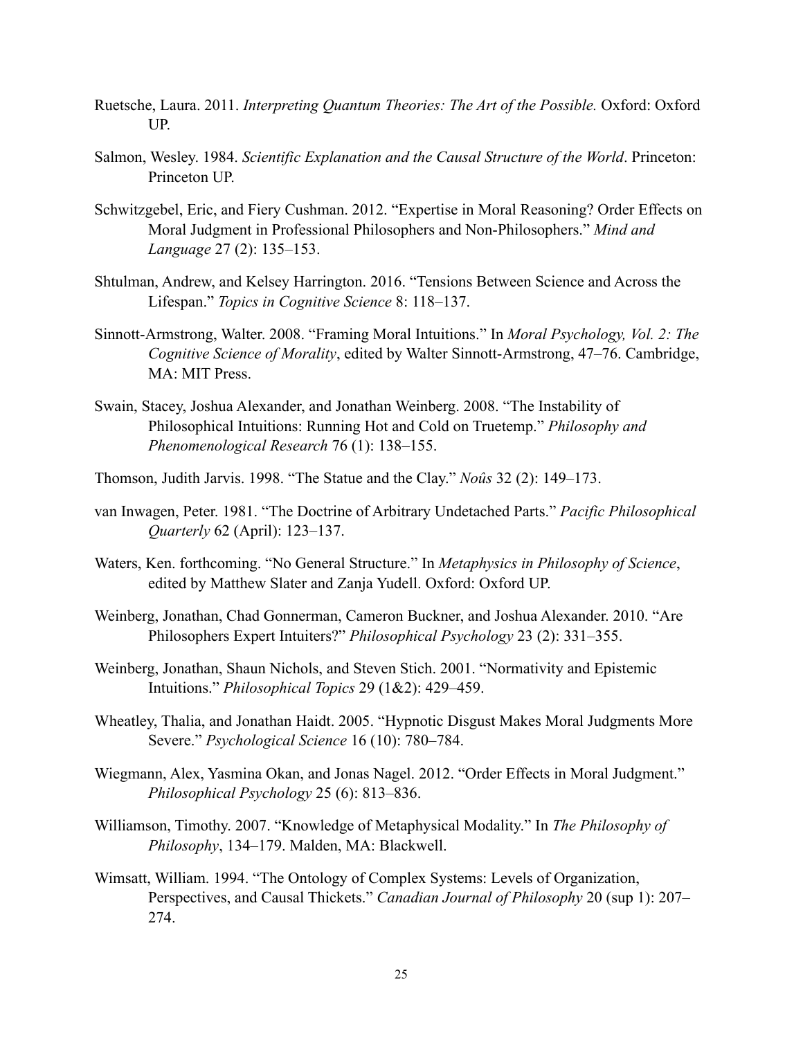Ruetsche, Laura. 2011. *Interpreting Quantum Theories: The Art of the Possible.* Oxford: Oxford UP.

Salmon, Wesley. 1984. *Scientific Explanation and the Causal Structure of the World*. Princeton: Princeton UP.

Schwitzgebel, Eric, and Fiery Cushman. 2012. "Expertise in Moral Reasoning? Order Effects on Moral Judgment in Professional Philosophers and Non-Philosophers." *Mind and Language* 27 (2): 135–153.

Shtulman, Andrew, and Kelsey Harrington. 2016. "Tensions Between Science and Across the Lifespan." *Topics in Cognitive Science* 8: 118–137.

Sinnott-Armstrong, Walter. 2008. "Framing Moral Intuitions." In *Moral Psychology, Vol. 2: The Cognitive Science of Morality*, edited by Walter Sinnott-Armstrong, 47–76. Cambridge, MA: MIT Press.

Swain, Stacey, Joshua Alexander, and Jonathan Weinberg. 2008. "The Instability of Philosophical Intuitions: Running Hot and Cold on Truetemp." *Philosophy and Phenomenological Research* 76 (1): 138–155.

Thomson, Judith Jarvis. 1998. "The Statue and the Clay." *Noûs* 32 (2): 149–173.

van Inwagen, Peter. 1981. "The Doctrine of Arbitrary Undetached Parts." *Pacific Philosophical Quarterly* 62 (April): 123–137.

Waters, Ken. forthcoming. "No General Structure." In *Metaphysics in Philosophy of Science*, edited by Matthew Slater and Zanja Yudell. Oxford: Oxford UP.

Weinberg, Jonathan, Chad Gonnerman, Cameron Buckner, and Joshua Alexander. 2010. "Are Philosophers Expert Intuiters?" *Philosophical Psychology* 23 (2): 331–355.

Weinberg, Jonathan, Shaun Nichols, and Steven Stich. 2001. "Normativity and Epistemic Intuitions." *Philosophical Topics* 29 (1&2): 429–459.

Wheatley, Thalia, and Jonathan Haidt. 2005. "Hypnotic Disgust Makes Moral Judgments More Severe." *Psychological Science* 16 (10): 780–784.

Wiegmann, Alex, Yasmina Okan, and Jonas Nagel. 2012. "Order Effects in Moral Judgment." *Philosophical Psychology* 25 (6): 813–836.

Williamson, Timothy. 2007. "Knowledge of Metaphysical Modality." In *The Philosophy of Philosophy*, 134–179. Malden, MA: Blackwell.

Wimsatt, William. 1994. "The Ontology of Complex Systems: Levels of Organization, Perspectives, and Causal Thickets." *Canadian Journal of Philosophy* 20 (sup 1): 207–274.